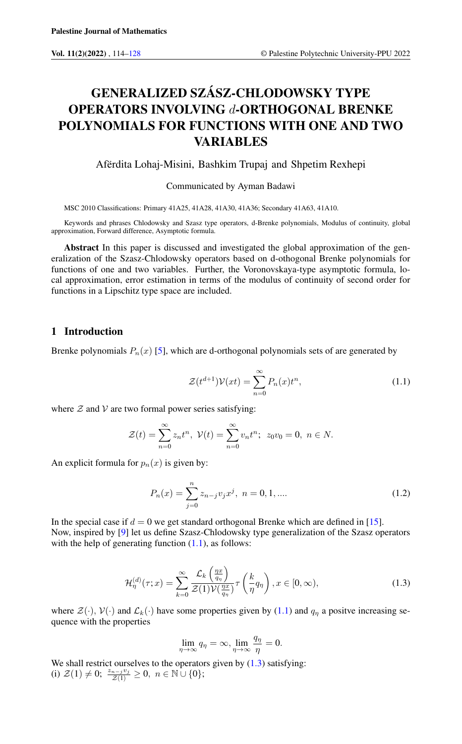# GENERALIZED SZÁSZ-CHLODOWSKY TYPE OPERATORS INVOLVING $d$-ORTHOGONAL BRENKE POLYNOMIALS FOR FUNCTIONS WITH ONE AND TWO VARIABLES

Afërdita Lohaj-Misini, Bashkim Trupaj and Shpetim Rexhepi

Communicated by Ayman Badawi

MSC 2010 Classifications: Primary 41A25, 41A28, 41A30, 41A36; Secondary 41A63, 41A10.

Keywords and phrases Chlodowsky and Szasz type operators, d-Brenke polynomials, Modulus of continuity, global approximation, Forward difference, Asymptotic formula.

**Abstract** In this paper is discussed and investigated the global approximation of the generalization of the Szasz-Chlodowsky operators based on d-othogonal Brenke polynomials for functions of one and two variables. Further, the Voronovskaya-type asymptotic formula, local approximation, error estimation in terms of the modulus of continuity of second order for functions in a Lipschitz type space are included.

## 1 Introduction

Brenke polynomials $P_n(x)$ [5], which are d-orthogonal polynomials sets of are generated by

$$\mathcal{Z}(t^{d+1})\mathcal{V}(xt) = \sum_{n=0}^{\infty} P_n(x)t^n, \tag{1.1}$$

where $\mathcal{Z}$ and $\mathcal{V}$ are two formal power series satisfying:

$$\mathcal{Z}(t) = \sum_{n=0}^{\infty} z_n t^n, \ \mathcal{V}(t) = \sum_{n=0}^{\infty} v_n t^n; \ \ z_0 v_0 = 0, \ n \in N.$$

An explicit formula for $p_n(x)$ is given by:

$$P_n(x) = \sum_{j=0}^{n} z_{n-j} v_j x^j, \ n = 0, 1, .... \tag{1.2}$$

In the special case if $d = 0$ we get standard orthogonal Brenke which are defined in [15]. Now, inspired by [9] let us define Szasz-Chlodowsky type generalization of the Szasz operators with the help of generating function (1.1), as follows:

$$\mathcal{H}_\eta^{(d)}(\tau; x) = \sum_{k=0}^{\infty} \frac{\mathcal{L}_k\left(\frac{\eta x}{q_\eta}\right)}{\mathcal{Z}(1)\mathcal{V}(\frac{\eta x}{q_\eta})} \tau\left(\frac{k}{\eta} q_\eta\right), x \in [0, \infty), \tag{1.3}$$

where $\mathcal{Z}(\cdot)$, $\mathcal{V}(\cdot)$ and $\mathcal{L}_k(\cdot)$ have some properties given by (1.1) and $q_\eta$ a positve increasing sequence with the properties

$$\lim_{\eta\to\infty} q_\eta = \infty, \lim_{\eta\to\infty} \frac{q_\eta}{\eta} = 0.$$

We shall restrict ourselves to the operators given by (1.3) satisfying:
(i) $\mathcal{Z}(1) \neq 0; \ \frac{z_{n-j}v_j}{\mathcal{Z}(1)} \geq 0, \ n \in \mathbb{N} \cup \{0\};$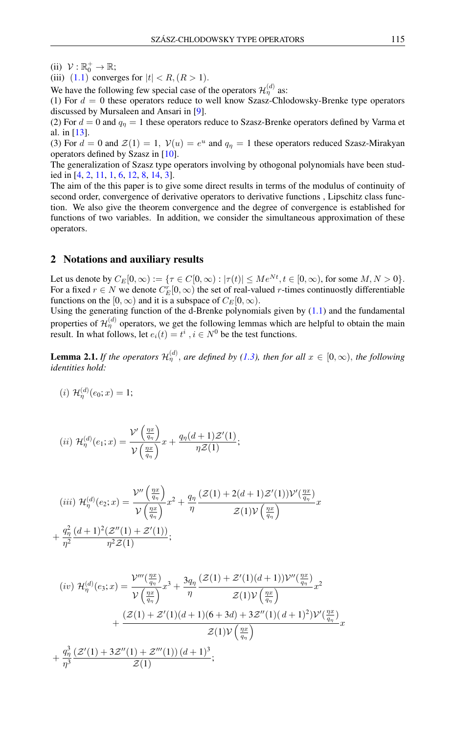(ii) $\mathcal{V}:\mathbb{R}_0^+\to\mathbb{R}$;

(iii) (1.1) converges for $|t|<R,(R>1)$.

We have the following few special case of the operators $\mathcal{H}_\eta^{(d)}$ as:

(1) For $d=0$ these operators reduce to well know Szasz-Chlodowsky-Brenke type operators discussed by Mursaleen and Ansari in [9].

(2) For $d=0$ and $q_\eta=1$ these operators reduce to Szasz-Brenke operators defined by Varma et al. in [13].

(3) For $d=0$ and $\mathcal{Z}(1)=1,\ \mathcal{V}(u)=e^u$ and $q_\eta=1$ these operators reduced Szasz-Mirakyan operators defined by Szasz in [10].

The generalization of Szasz type operators involving by othogonal polynomials have been studied in [4, 2, 11, 1, 6, 12, 8, 14, 3].

The aim of the this paper is to give some direct results in terms of the modulus of continuity of second order, convergence of derivative operators to derivative functions , Lipschitz class function. We also give the theorem convergence and the degree of convergence is established for functions of two variables. In addition, we consider the simultaneous approximation of these operators.

## 2 Notations and auxiliary results

Let us denote by $C_E[0,\infty):=\{\tau\in C[0,\infty):|\tau(t)|\le Me^{Nt},t\in[0,\infty)$, for some $M,N>0\}$. For a fixed $r\in N$ we denote $C_E^r[0,\infty)$ the set of real-valued $r$-times continuostly differentiable functions on the $[0,\infty)$ and it is a subspace of $C_E[0,\infty)$.

Using the generating function of the d-Brenke polynomials given by (1.1) and the fundamental properties of $\mathcal{H}_\eta^{(d)}$ operators, we get the following lemmas which are helpful to obtain the main result. In what follows, let $e_i(t)=t^i$ , $i\in N^0$ be the test functions.

**Lemma 2.1.** *If the operators $\mathcal{H}_\eta^{(d)}$, are defined by (1.3), then for all $x\in[0,\infty)$, the following identities hold:*

$(i)$ $\mathcal{H}_\eta^{(d)}(e_0;x)=1$;

$$(ii)\ \mathcal{H}_\eta^{(d)}(e_1;x)=\frac{\mathcal{V}'\left(\frac{\eta x}{q_\eta}\right)}{\mathcal{V}\left(\frac{\eta x}{q_\eta}\right)}x+\frac{q_\eta(d+1)\mathcal{Z}'(1)}{\eta\mathcal{Z}(1)};$$

$$(iii)\ \mathcal{H}_\eta^{(d)}(e_2;x)=\frac{\mathcal{V}''\left(\frac{\eta x}{q_\eta}\right)}{\mathcal{V}\left(\frac{\eta x}{q_\eta}\right)}x^2+\frac{q_\eta}{\eta}\frac{(\mathcal{Z}(1)+2(d+1)\mathcal{Z}'(1))\mathcal{V}'(\frac{\eta x}{q_\eta})}{\mathcal{Z}(1)\mathcal{V}\left(\frac{\eta x}{q_\eta}\right)}x$$
$$+\frac{q_\eta^2}{\eta^2}\frac{(d+1)^2(\mathcal{Z}''(1)+\mathcal{Z}'(1))}{\eta^2\mathcal{Z}(1)};$$

$$(iv)\ \mathcal{H}_\eta^{(d)}(e_3;x)=\frac{\mathcal{V}'''(\frac{\eta x}{q_\eta})}{\mathcal{V}\left(\frac{\eta x}{q_\eta}\right)}x^3+\frac{3q_\eta}{\eta}\frac{(\mathcal{Z}(1)+\mathcal{Z}'(1)(d+1))\mathcal{V}''(\frac{\eta x}{q_\eta})}{\mathcal{Z}(1)\mathcal{V}\left(\frac{\eta x}{q_\eta}\right)}x^2$$
$$+\frac{(\mathcal{Z}(1)+\mathcal{Z}'(1)(d+1)(6+3d)+3\mathcal{Z}''(1)(d+1)^2)\mathcal{V}'(\frac{\eta x}{q_\eta})}{\mathcal{Z}(1)\mathcal{V}\left(\frac{\eta x}{q_\eta}\right)}x$$
$$+\frac{q_\eta^3}{\eta^3}\frac{(\mathcal{Z}'(1)+3\mathcal{Z}''(1)+\mathcal{Z}'''(1))(d+1)^3}{\mathcal{Z}(1)};$$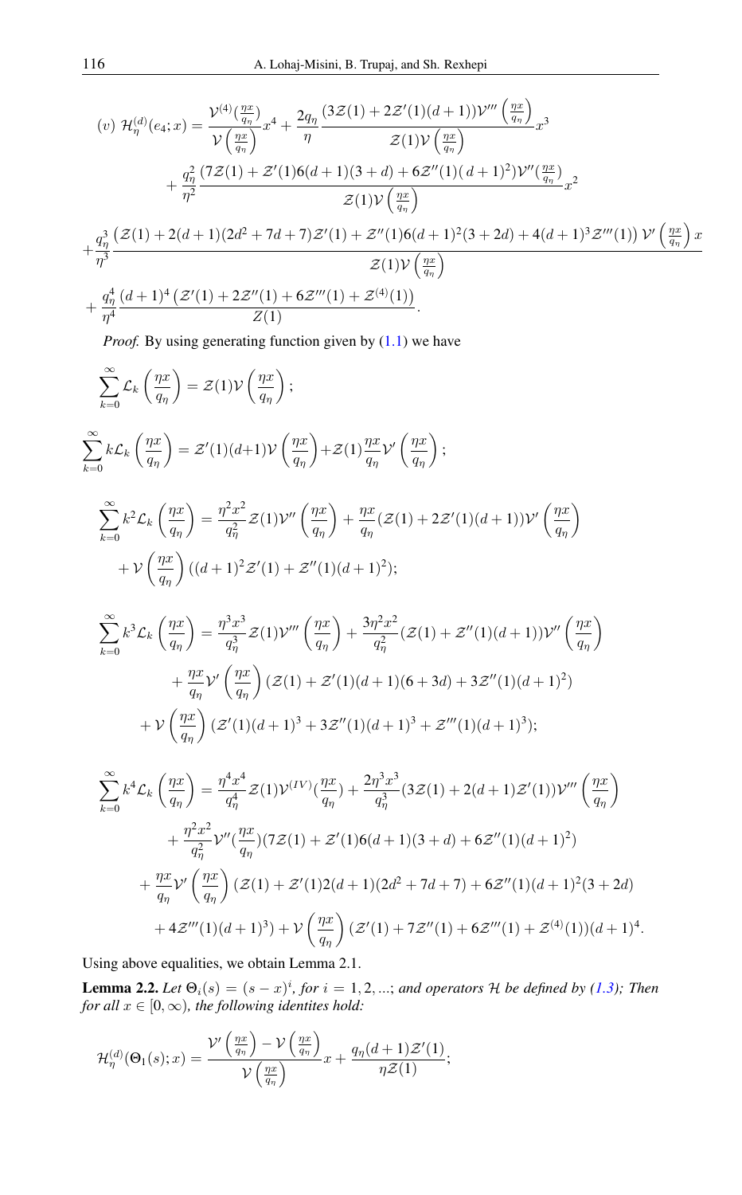(v) $\mathcal{H}_\eta^{(d)}(e_4;x) = \dfrac{\mathcal{V}^{(4)}(\frac{\eta x}{q_\eta})}{\mathcal{V}\left(\frac{\eta x}{q_\eta}\right)}x^4 + \dfrac{2q_\eta}{\eta}\dfrac{(3\mathcal{Z}(1)+2\mathcal{Z}'(1)(d+1))\mathcal{V}'''\left(\frac{\eta x}{q_\eta}\right)}{\mathcal{Z}(1)\mathcal{V}\left(\frac{\eta x}{q_\eta}\right)}x^3$

$$+\frac{q_\eta^2}{\eta^2}\frac{(7\mathcal{Z}(1)+\mathcal{Z}'(1)6(d+1)(3+d)+6\mathcal{Z}''(1)(d+1)^2)\mathcal{V}''(\frac{\eta x}{q_\eta})}{\mathcal{Z}(1)\mathcal{V}\left(\frac{\eta x}{q_\eta}\right)}x^2$$

$$+\frac{q_\eta^3}{\eta^3}\frac{\left(\mathcal{Z}(1)+2(d+1)(2d^2+7d+7)\mathcal{Z}'(1)+\mathcal{Z}''(1)6(d+1)^2(3+2d)+4(d+1)^3\mathcal{Z}'''(1)\right)\mathcal{V}'\left(\frac{\eta x}{q_\eta}\right)x}{\mathcal{Z}(1)\mathcal{V}\left(\frac{\eta x}{q_\eta}\right)}$$

$$+\frac{q_\eta^4}{\eta^4}\frac{(d+1)^4\left(\mathcal{Z}'(1)+2\mathcal{Z}''(1)+6\mathcal{Z}'''(1)+\mathcal{Z}^{(4)}(1)\right)}{Z(1)}.$$

*Proof.* By using generating function given by (1.1) we have

$$\sum_{k=0}^{\infty}\mathcal{L}_k\left(\frac{\eta x}{q_\eta}\right) = \mathcal{Z}(1)\mathcal{V}\left(\frac{\eta x}{q_\eta}\right);$$

$$\sum_{k=0}^{\infty}k\mathcal{L}_k\left(\frac{\eta x}{q_\eta}\right) = \mathcal{Z}'(1)(d+1)\mathcal{V}\left(\frac{\eta x}{q_\eta}\right)+\mathcal{Z}(1)\frac{\eta x}{q_\eta}\mathcal{V}'\left(\frac{\eta x}{q_\eta}\right);$$

$$\sum_{k=0}^{\infty}k^2\mathcal{L}_k\left(\frac{\eta x}{q_\eta}\right) = \frac{\eta^2 x^2}{q_\eta^2}\mathcal{Z}(1)\mathcal{V}''\left(\frac{\eta x}{q_\eta}\right)+\frac{\eta x}{q_\eta}(\mathcal{Z}(1)+2\mathcal{Z}'(1)(d+1))\mathcal{V}'\left(\frac{\eta x}{q_\eta}\right)$$
$$+\mathcal{V}\left(\frac{\eta x}{q_\eta}\right)((d+1)^2\mathcal{Z}'(1)+\mathcal{Z}''(1)(d+1)^2);$$

$$\sum_{k=0}^{\infty}k^3\mathcal{L}_k\left(\frac{\eta x}{q_\eta}\right) = \frac{\eta^3 x^3}{q_\eta^3}\mathcal{Z}(1)\mathcal{V}'''\left(\frac{\eta x}{q_\eta}\right)+\frac{3\eta^2 x^2}{q_\eta^2}(\mathcal{Z}(1)+\mathcal{Z}''(1)(d+1))\mathcal{V}''\left(\frac{\eta x}{q_\eta}\right)$$
$$+\frac{\eta x}{q_\eta}\mathcal{V}'\left(\frac{\eta x}{q_\eta}\right)(\mathcal{Z}(1)+\mathcal{Z}'(1)(d+1)(6+3d)+3\mathcal{Z}''(1)(d+1)^2)$$
$$+\mathcal{V}\left(\frac{\eta x}{q_\eta}\right)(\mathcal{Z}'(1)(d+1)^3+3\mathcal{Z}''(1)(d+1)^3+\mathcal{Z}'''(1)(d+1)^3);$$

$$\sum_{k=0}^{\infty}k^4\mathcal{L}_k\left(\frac{\eta x}{q_\eta}\right) = \frac{\eta^4 x^4}{q_\eta^4}\mathcal{Z}(1)\mathcal{V}^{(IV)}(\frac{\eta x}{q_\eta})+\frac{2\eta^3 x^3}{q_\eta^3}(3\mathcal{Z}(1)+2(d+1)\mathcal{Z}'(1))\mathcal{V}'''\left(\frac{\eta x}{q_\eta}\right)$$
$$+\frac{\eta^2 x^2}{q_\eta^2}\mathcal{V}''(\frac{\eta x}{q_\eta})(7\mathcal{Z}(1)+\mathcal{Z}'(1)6(d+1)(3+d)+6\mathcal{Z}''(1)(d+1)^2)$$
$$+\frac{\eta x}{q_\eta}\mathcal{V}'\left(\frac{\eta x}{q_\eta}\right)(\mathcal{Z}(1)+\mathcal{Z}'(1)2(d+1)(2d^2+7d+7)+6\mathcal{Z}''(1)(d+1)^2(3+2d)$$
$$+4\mathcal{Z}'''(1)(d+1)^3)+\mathcal{V}\left(\frac{\eta x}{q_\eta}\right)(\mathcal{Z}'(1)+7\mathcal{Z}''(1)+6\mathcal{Z}'''(1)+\mathcal{Z}^{(4)}(1))(d+1)^4.$$

Using above equalities, we obtain Lemma 2.1.

**Lemma 2.2.** *Let $\Theta_i(s)=(s-x)^i$, for $i=1,2,...$; and operators $\mathcal{H}$ be defined by (1.3); Then for all $x\in[0,\infty)$, the following identites hold:*

$$\mathcal{H}_\eta^{(d)}(\Theta_1(s);x) = \frac{\mathcal{V}'\left(\frac{\eta x}{q_\eta}\right)-\mathcal{V}\left(\frac{\eta x}{q_\eta}\right)}{\mathcal{V}\left(\frac{\eta x}{q_\eta}\right)}x+\frac{q_\eta(d+1)\mathcal{Z}'(1)}{\eta\mathcal{Z}(1)};$$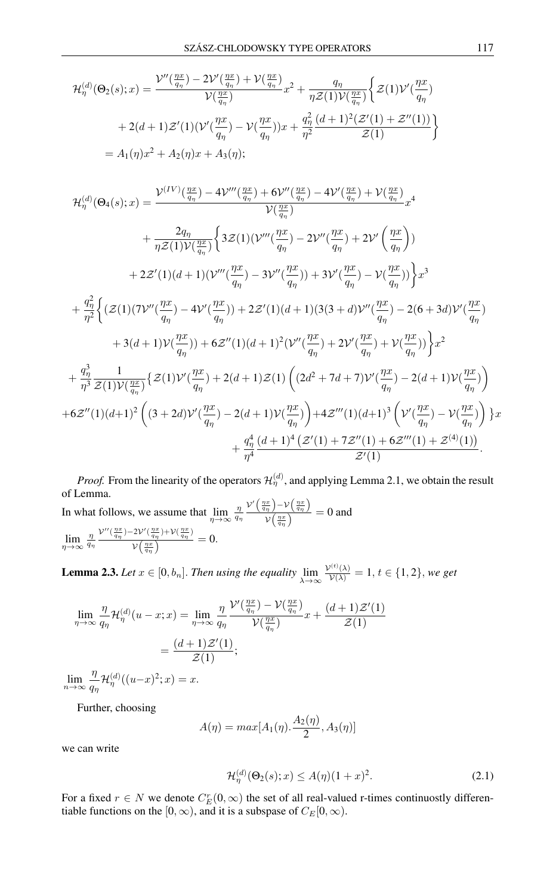$$\mathcal{H}_{\eta}^{(d)}(\Theta_2(s);x) = \frac{\mathcal{V}''(\frac{\eta x}{q_\eta}) - 2\mathcal{V}'(\frac{\eta x}{q_\eta}) + \mathcal{V}(\frac{\eta x}{q_\eta})}{\mathcal{V}(\frac{\eta x}{q_\eta})}x^2 + \frac{q_\eta}{\eta \mathcal{Z}(1)\mathcal{V}(\frac{\eta x}{q_\eta})}\Big\{\mathcal{Z}(1)\mathcal{V}'(\frac{\eta x}{q_\eta})$$

$$+ 2(d+1)\mathcal{Z}'(1)(\mathcal{V}'(\frac{\eta x}{q_\eta}) - \mathcal{V}(\frac{\eta x}{q_\eta}))x + \frac{q_\eta^2}{\eta^2}\frac{(d+1)^2(\mathcal{Z}'(1)+\mathcal{Z}''(1))}{\mathcal{Z}(1)}\Big\}$$

$$= A_1(\eta)x^2 + A_2(\eta)x + A_3(\eta);$$

$$\mathcal{H}_{\eta}^{(d)}(\Theta_4(s);x) = \frac{\mathcal{V}^{(IV)}(\frac{\eta x}{q_\eta}) - 4\mathcal{V}'''(\frac{\eta x}{q_\eta}) + 6\mathcal{V}''(\frac{\eta x}{q_\eta}) - 4\mathcal{V}'(\frac{\eta x}{q_\eta}) + \mathcal{V}(\frac{\eta x}{q_\eta})}{\mathcal{V}(\frac{\eta x}{q_\eta})}x^4$$

$$+ \frac{2q_\eta}{\eta \mathcal{Z}(1)\mathcal{V}(\frac{\eta x}{q_\eta})}\Big\{3\mathcal{Z}(1)(\mathcal{V}'''(\frac{\eta x}{q_\eta}) - 2\mathcal{V}''(\frac{\eta x}{q_\eta}) + 2\mathcal{V}'\left(\frac{\eta x}{q_\eta}\right))$$

$$+ 2\mathcal{Z}'(1)(d+1)(\mathcal{V}'''(\frac{\eta x}{q_\eta}) - 3\mathcal{V}''(\frac{\eta x}{q_\eta})) + 3\mathcal{V}'(\frac{\eta x}{q_\eta}) - \mathcal{V}(\frac{\eta x}{q_\eta}))\Big\}x^3$$

$$+ \frac{q_\eta^2}{\eta^2}\Big\{(\mathcal{Z}(1)(7\mathcal{V}''(\frac{\eta x}{q_\eta}) - 4\mathcal{V}'(\frac{\eta x}{q_\eta})) + 2\mathcal{Z}'(1)(d+1)(3(3+d)\mathcal{V}''(\frac{\eta x}{q_\eta}) - 2(6+3d)\mathcal{V}'(\frac{\eta x}{q_\eta})$$

$$+ 3(d+1)\mathcal{V}(\frac{\eta x}{q_\eta})) + 6\mathcal{Z}''(1)(d+1)^2(\mathcal{V}''(\frac{\eta x}{q_\eta}) + 2\mathcal{V}'(\frac{\eta x}{q_\eta}) + \mathcal{V}(\frac{\eta x}{q_\eta}))\Big\}x^2$$

$$+ \frac{q_\eta^3}{\eta^3}\frac{1}{\mathcal{Z}(1)\mathcal{V}(\frac{\eta x}{q_\eta})}\{\mathcal{Z}(1)\mathcal{V}'(\frac{\eta x}{q_\eta}) + 2(d+1)\mathcal{Z}(1)\left((2d^2+7d+7)\mathcal{V}'(\frac{\eta x}{q_\eta}) - 2(d+1)\mathcal{V}(\frac{\eta x}{q_\eta})\right)$$

$$+6\mathcal{Z}''(1)(d+1)^2\left((3+2d)\mathcal{V}'(\frac{\eta x}{q_\eta}) - 2(d+1)\mathcal{V}(\frac{\eta x}{q_\eta})\right) + 4\mathcal{Z}'''(1)(d+1)^3\left(\mathcal{V}'(\frac{\eta x}{q_\eta}) - \mathcal{V}(\frac{\eta x}{q_\eta})\right)\}x$$

$$+ \frac{q_\eta^4}{\eta^4}\frac{(d+1)^4\left(\mathcal{Z}'(1) + 7\mathcal{Z}''(1) + 6\mathcal{Z}'''(1) + \mathcal{Z}^{(4)}(1)\right)}{\mathcal{Z}'(1)}.$$

*Proof.* From the linearity of the operators $\mathcal{H}_{\eta}^{(d)}$, and applying Lemma 2.1, we obtain the result of Lemma.

In what follows, we assume that $\lim\limits_{\eta\to\infty} \frac{\eta}{q_\eta}\frac{\mathcal{V}'\left(\frac{\eta x}{q_\eta}\right) - \mathcal{V}\left(\frac{\eta x}{q_\eta}\right)}{\mathcal{V}\left(\frac{\eta x}{q_\eta}\right)} = 0$ and $\lim\limits_{\eta\to\infty} \frac{\eta}{q_\eta}\frac{\mathcal{V}''(\frac{\eta x}{q_\eta}) - 2\mathcal{V}'(\frac{\eta x}{q_\eta}) + \mathcal{V}(\frac{\eta x}{q_\eta})}{\mathcal{V}\left(\frac{\eta x}{q_\eta}\right)} = 0$.

**Lemma 2.3.** *Let $x \in [0, b_n]$. Then using the equality $\lim\limits_{\lambda\to\infty} \frac{\mathcal{V}^{(t)}(\lambda)}{\mathcal{V}(\lambda)} = 1$, $t \in \{1, 2\}$, we get*

$$\lim_{\eta\to\infty} \frac{\eta}{q_\eta}\mathcal{H}_{\eta}^{(d)}(u-x;x) = \lim_{\eta\to\infty}\frac{\eta}{q_\eta}\frac{\mathcal{V}'(\frac{\eta x}{q_\eta}) - \mathcal{V}(\frac{\eta x}{q_\eta})}{\mathcal{V}(\frac{\eta x}{q_\eta})}x + \frac{(d+1)\mathcal{Z}'(1)}{\mathcal{Z}(1)}$$

$$= \frac{(d+1)\mathcal{Z}'(1)}{\mathcal{Z}(1)};$$

$$\lim_{n\to\infty} \frac{\eta}{q_\eta}\mathcal{H}_{\eta}^{(d)}((u-x)^2;x) = x.$$

Further, choosing

$$A(\eta) = max[A_1(\eta).\frac{A_2(\eta)}{2}, A_3(\eta)]$$

we can write

$$\mathcal{H}_{\eta}^{(d)}(\Theta_2(s);x) \leq A(\eta)(1+x)^2. \tag{2.1}$$

For a fixed $r \in N$ we denote $C_E^r(0,\infty)$ the set of all real-valued r-times continuostly differentiable functions on the $[0,\infty)$, and it is a subspase of $C_E[0,\infty)$.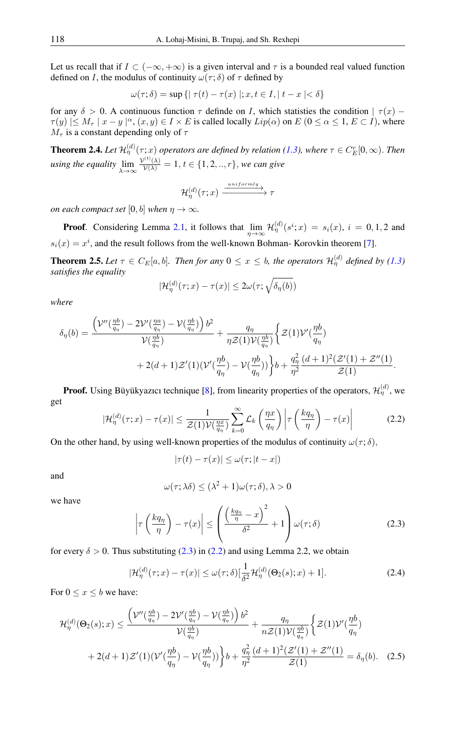Let us recall that if $I \subset (-\infty, +\infty)$ is a given interval and $\tau$ is a bounded real valued function defined on $I$, the modulus of continuity $\omega(\tau;\delta)$ of $\tau$ defined by

$$\omega(\tau;\delta) = \sup\{|\tau(t) - \tau(x)|; x, t \in I, |t - x| < \delta\}$$

for any $\delta > 0$. A continuous function $\tau$ definde on $I$, which statisties the condition $|\tau(x) - \tau(y)| \leq M_\tau |x - y|^\alpha$, $(x, y) \in I \times E$ is called locally $Lip(\alpha)$ on $E$ $(0 \leq \alpha \leq 1, E \subset I)$, where $M_\tau$ is a constant depending only of $\tau$

**Theorem 2.4.** *Let $\mathcal{H}_\eta^{(d)}(\tau; x)$ operators are defined by relation (1.3), where $\tau \in C_E^r[0, \infty)$. Then using the equality $\lim\limits_{\lambda \to \infty} \frac{\mathcal{V}^{(t)}(\lambda)}{\mathcal{V}(\lambda)} = 1$, $t \in \{1, 2, .., r\}$, we can give*

$$\mathcal{H}_\eta^{(d)}(\tau; x) \xrightarrow{uniformly} \tau$$

*on each compact set $[0, b]$ when $\eta \to \infty$.*

**Proof**. Considering Lemma 2.1, it follows that $\lim\limits_{\eta \to \infty} \mathcal{H}_\eta^{(d)}(s^i; x) = s_i(x)$, $i = 0, 1, 2$ and $s_i(x) = x^i$, and the result follows from the well-known Bohman- Korovkin theorem [7].

**Theorem 2.5.** *Let $\tau \in C_E[a, b]$. Then for any $0 \leq x \leq b$, the operators $\mathcal{H}_\eta^{(d)}$ defined by (1.3) satisfies the equality*

$$|\mathcal{H}_\eta^{(d)}(\tau; x) - \tau(x)| \leq 2\omega(\tau; \sqrt{\delta_\eta(b)})$$

*where*

$$\delta_\eta(b) = \frac{\left(\mathcal{V}''(\frac{\eta b}{q_\eta}) - 2\mathcal{V}'(\frac{\eta a}{q_\eta}) - \mathcal{V}(\frac{\eta b}{q_\eta})\right) b^2}{\mathcal{V}(\frac{\eta b}{q_\eta})} + \frac{q_\eta}{\eta \mathcal{Z}(1)\mathcal{V}(\frac{\eta b}{q_\eta})}\Big\{\mathcal{Z}(1)\mathcal{V}'(\frac{\eta b}{q_\eta})$$
$$+ 2(d+1)\mathcal{Z}'(1)(\mathcal{V}'(\frac{\eta b}{q_\eta}) - \mathcal{V}(\frac{\eta b}{q_\eta}))\Big\} b + \frac{q_\eta^2}{\eta^2}\frac{(d+1)^2(\mathcal{Z}'(1) + \mathcal{Z}''(1)}{\mathcal{Z}(1)}.$$

**Proof.** Using Büyükyazıcı technique [8], from linearity properties of the operators, $\mathcal{H}_\eta^{(d)}$, we get

$$|\mathcal{H}_\eta^{(d)}(\tau; x) - \tau(x)| \leq \frac{1}{\mathcal{Z}(1)\mathcal{V}(\frac{\eta x}{q_\eta})} \sum_{k=0}^{\infty} \mathcal{L}_k\left(\frac{\eta x}{q_\eta}\right)\left|\tau\left(\frac{k q_\eta}{\eta}\right) - \tau(x)\right| \tag{2.2}$$

On the other hand, by using well-known properties of the modulus of continuity $\omega(\tau; \delta)$,

$$|\tau(t) - \tau(x)| \leq \omega(\tau; |t - x|)$$

and

$$\omega(\tau; \lambda\delta) \leq (\lambda^2 + 1)\omega(\tau; \delta), \lambda > 0$$

we have

$$\left|\tau\left(\frac{k q_\eta}{\eta}\right) - \tau(x)\right| \leq \left(\frac{\left(\frac{k q_\eta}{\eta} - x\right)^2}{\delta^2} + 1\right)\omega(\tau; \delta) \tag{2.3}$$

for every $\delta > 0$. Thus substituting (2.3) in (2.2) and using Lemma 2.2, we obtain

$$|\mathcal{H}_\eta^{(d)}(\tau; x) - \tau(x)| \leq \omega(\tau; \delta)[\frac{1}{\delta^2}\mathcal{H}_\eta^{(d)}(\Theta_2(s); x) + 1]. \tag{2.4}$$

For $0 \leq x \leq b$ we have:

$$\mathcal{H}_\eta^{(d)}(\Theta_2(s); x) \leq \frac{\left(\mathcal{V}''(\frac{\eta b}{q_\eta}) - 2\mathcal{V}'(\frac{\eta b}{q_\eta}) - \mathcal{V}(\frac{\eta b}{q_\eta})\right) b^2}{\mathcal{V}(\frac{\eta b}{q_\eta})} + \frac{q_\eta}{n \mathcal{Z}(1)\mathcal{V}(\frac{\eta b}{q_\eta})}\Big\{\mathcal{Z}(1)\mathcal{V}'(\frac{\eta b}{q_\eta})$$
$$+ 2(d+1)\mathcal{Z}'(1)(\mathcal{V}'(\frac{\eta b}{q_\eta}) - \mathcal{V}(\frac{\eta b}{q_\eta}))\Big\} b + \frac{q_\eta^2}{\eta^2}\frac{(d+1)^2(\mathcal{Z}'(1) + \mathcal{Z}''(1)}{\mathcal{Z}(1)} = \delta_\eta(b). \tag{2.5}$$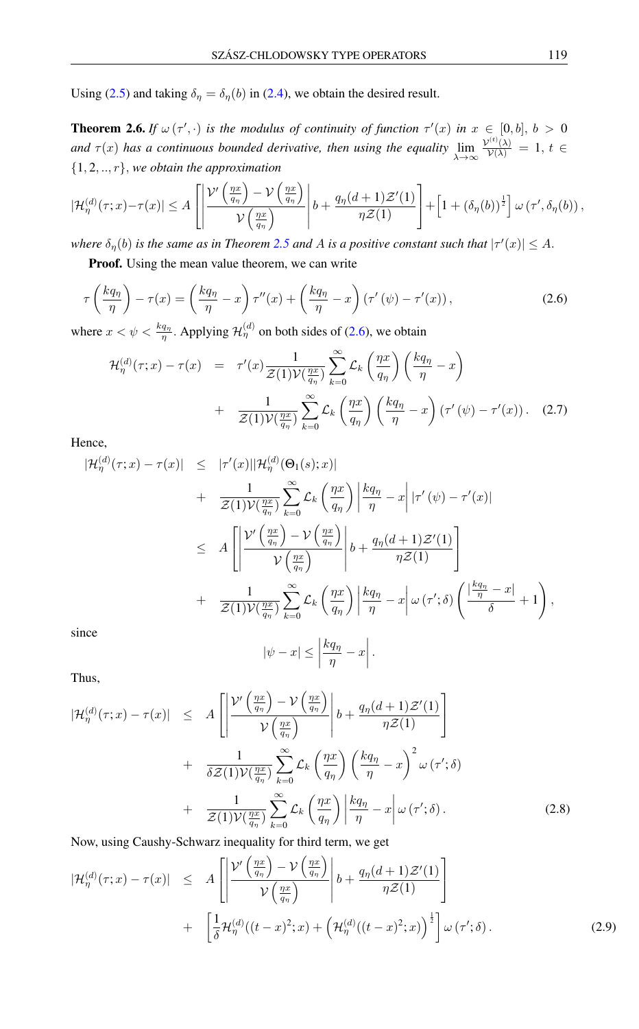Using (2.5) and taking $\delta_\eta = \delta_\eta(b)$ in (2.4), we obtain the desired result.

**Theorem 2.6.** *If $\omega(\tau', \cdot)$ is the modulus of continuity of function $\tau'(x)$ in $x \in [0, b]$, $b > 0$ and $\tau(x)$ has a continuous bounded derivative, then using the equality $\lim\limits_{\lambda\to\infty} \frac{\mathcal{V}^{(t)}(\lambda)}{\mathcal{V}(\lambda)} = 1$, $t \in \{1, 2, .., r\}$, we obtain the approximation*

$$
|\mathcal{H}_\eta^{(d)}(\tau; x) - \tau(x)| \leq A\left[\left|\frac{\mathcal{V}'\left(\frac{\eta x}{q_\eta}\right) - \mathcal{V}\left(\frac{\eta x}{q_\eta}\right)}{\mathcal{V}\left(\frac{\eta x}{q_\eta}\right)}\right| b + \frac{q_\eta(d+1)\mathcal{Z}'(1)}{\eta \mathcal{Z}(1)}\right] + \left[1 + (\delta_\eta(b))^{\frac{1}{2}}\right]\omega(\tau', \delta_\eta(b)),
$$

*where $\delta_\eta(b)$ is the same as in Theorem 2.5 and A is a positive constant such that $|\tau'(x)| \leq A$.*

**Proof.** Using the mean value theorem, we can write

$$
\tau\left(\frac{kq_\eta}{\eta}\right) - \tau(x) = \left(\frac{kq_\eta}{\eta} - x\right)\tau''(x) + \left(\frac{kq_\eta}{\eta} - x\right)\left(\tau'(\psi) - \tau'(x)\right), \tag{2.6}
$$

where $x < \psi < \frac{kq_\eta}{\eta}$. Applying $\mathcal{H}_\eta^{(d)}$ on both sides of (2.6), we obtain

$$
\begin{aligned}
\mathcal{H}_\eta^{(d)}(\tau; x) - \tau(x) &= \tau'(x)\frac{1}{\mathcal{Z}(1)\mathcal{V}(\frac{\eta x}{q_\eta})}\sum_{k=0}^{\infty}\mathcal{L}_k\left(\frac{\eta x}{q_\eta}\right)\left(\frac{kq_\eta}{\eta} - x\right) \\
&+ \frac{1}{\mathcal{Z}(1)\mathcal{V}(\frac{\eta x}{q_\eta})}\sum_{k=0}^{\infty}\mathcal{L}_k\left(\frac{\eta x}{q_\eta}\right)\left(\frac{kq_\eta}{\eta} - x\right)\left(\tau'(\psi) - \tau'(x)\right). \quad (2.7)
\end{aligned}
$$

Hence,

$$
\begin{aligned}
|\mathcal{H}_\eta^{(d)}(\tau; x) - \tau(x)| &\leq |\tau'(x)||\mathcal{H}_\eta^{(d)}(\Theta_1(s); x)| \\
&+ \frac{1}{\mathcal{Z}(1)\mathcal{V}(\frac{\eta x}{q_\eta})}\sum_{k=0}^{\infty}\mathcal{L}_k\left(\frac{\eta x}{q_\eta}\right)\left|\frac{kq_\eta}{\eta} - x\right||\tau'(\psi) - \tau'(x)| \\
&\leq A\left[\left|\frac{\mathcal{V}'\left(\frac{\eta x}{q_\eta}\right) - \mathcal{V}\left(\frac{\eta x}{q_\eta}\right)}{\mathcal{V}\left(\frac{\eta x}{q_\eta}\right)}\right| b + \frac{q_\eta(d+1)\mathcal{Z}'(1)}{\eta\mathcal{Z}(1)}\right] \\
&+ \frac{1}{\mathcal{Z}(1)\mathcal{V}(\frac{\eta x}{q_\eta})}\sum_{k=0}^{\infty}\mathcal{L}_k\left(\frac{\eta x}{q_\eta}\right)\left|\frac{kq_\eta}{\eta} - x\right|\omega(\tau'; \delta)\left(\frac{|\frac{kq_\eta}{\eta} - x|}{\delta} + 1\right),
\end{aligned}
$$

since

$$
|\psi - x| \leq \left|\frac{kq_\eta}{\eta} - x\right|.
$$

Thus,

$$
\begin{aligned}
|\mathcal{H}_\eta^{(d)}(\tau; x) - \tau(x)| &\leq A\left[\left|\frac{\mathcal{V}'\left(\frac{\eta x}{q_\eta}\right) - \mathcal{V}\left(\frac{\eta x}{q_\eta}\right)}{\mathcal{V}\left(\frac{\eta x}{q_\eta}\right)}\right| b + \frac{q_\eta(d+1)\mathcal{Z}'(1)}{\eta\mathcal{Z}(1)}\right] \\
&+ \frac{1}{\delta\mathcal{Z}(1)\mathcal{V}(\frac{\eta x}{q_\eta})}\sum_{k=0}^{\infty}\mathcal{L}_k\left(\frac{\eta x}{q_\eta}\right)\left(\frac{kq_\eta}{\eta} - x\right)^2\omega(\tau'; \delta) \\
&+ \frac{1}{\mathcal{Z}(1)\mathcal{V}(\frac{\eta x}{q_\eta})}\sum_{k=0}^{\infty}\mathcal{L}_k\left(\frac{\eta x}{q_\eta}\right)\left|\frac{kq_\eta}{\eta} - x\right|\omega(\tau'; \delta). \quad (2.8)
\end{aligned}
$$

Now, using Caushy-Schwarz inequality for third term, we get

$$
\begin{aligned}
|\mathcal{H}_\eta^{(d)}(\tau; x) - \tau(x)| &\leq A\left[\left|\frac{\mathcal{V}'\left(\frac{\eta x}{q_\eta}\right) - \mathcal{V}\left(\frac{\eta x}{q_\eta}\right)}{\mathcal{V}\left(\frac{\eta x}{q_\eta}\right)}\right| b + \frac{q_\eta(d+1)\mathcal{Z}'(1)}{\eta\mathcal{Z}(1)}\right] \\
&+ \left[\frac{1}{\delta}\mathcal{H}_\eta^{(d)}((t-x)^2; x) + \left(\mathcal{H}_\eta^{(d)}((t-x)^2; x)\right)^{\frac{1}{2}}\right]\omega(\tau'; \delta). \quad (2.9)
\end{aligned}
$$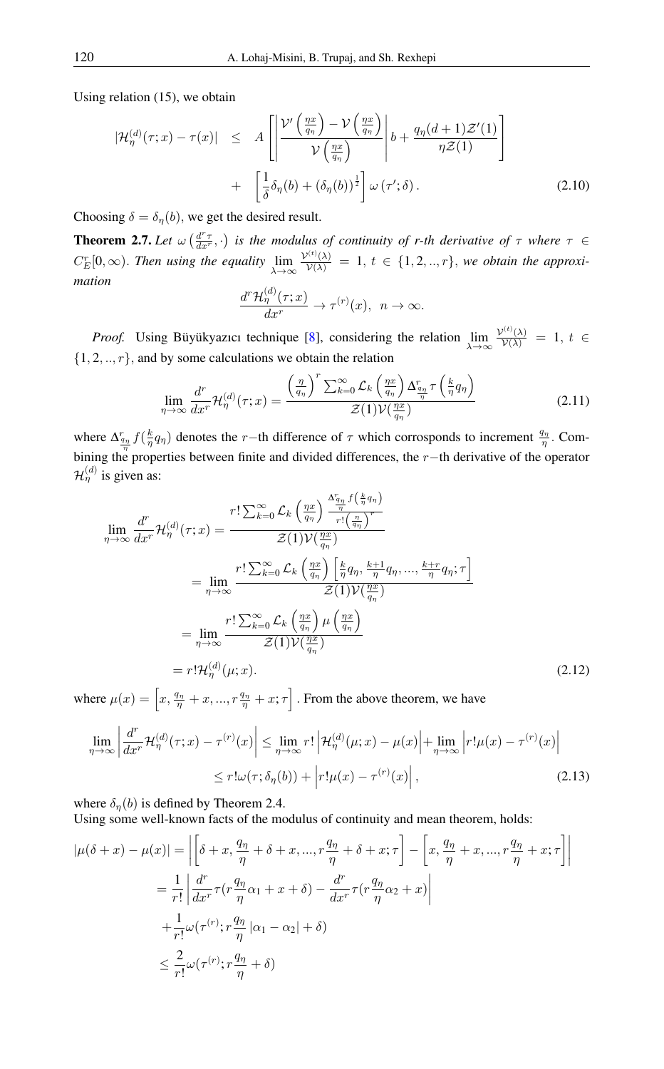Using relation (15), we obtain

$$
\begin{aligned}
|\mathcal{H}_\eta^{(d)}(\tau;x)-\tau(x)| &\leq A\left[\left|\frac{\mathcal{V}'\left(\frac{\eta x}{q_\eta}\right)-\mathcal{V}\left(\frac{\eta x}{q_\eta}\right)}{\mathcal{V}\left(\frac{\eta x}{q_\eta}\right)}\right| b+\frac{q_\eta(d+1)\mathcal{Z}'(1)}{\eta\mathcal{Z}(1)}\right] \\
&+ \left[\frac{1}{\delta}\delta_\eta(b)+(\delta_\eta(b))^{\frac{1}{2}}\right]\omega\left(\tau';\delta\right). \qquad (2.10)
\end{aligned}
$$

Choosing $\delta=\delta_\eta(b)$, we get the desired result.

**Theorem 2.7.** *Let $\omega\left(\frac{d^r\tau}{dx^r},\cdot\right)$ is the modulus of continuity of r-th derivative of $\tau$ where $\tau\in C_E^r[0,\infty)$. Then using the equality $\lim\limits_{\lambda\to\infty}\frac{\mathcal{V}^{(t)}(\lambda)}{\mathcal{V}(\lambda)}=1,\ t\in\{1,2,..,r\}$, we obtain the approximation*

$$
\frac{d^r\mathcal{H}_\eta^{(d)}(\tau;x)}{dx^r}\to\tau^{(r)}(x),\ \ n\to\infty.
$$

*Proof.* Using Büyükyazıcı technique [8], considering the relation $\lim\limits_{\lambda\to\infty}\frac{\mathcal{V}^{(t)}(\lambda)}{\mathcal{V}(\lambda)}=1,\ t\in\{1,2,..,r\}$, and by some calculations we obtain the relation

$$
\lim_{\eta\to\infty}\frac{d^r}{dx^r}\mathcal{H}_\eta^{(d)}(\tau;x)=\frac{\left(\frac{\eta}{q_\eta}\right)^r\sum_{k=0}^\infty\mathcal{L}_k\left(\frac{\eta x}{q_\eta}\right)\Delta^r_{\frac{q_\eta}{\eta}}\tau\left(\frac{k}{\eta}q_\eta\right)}{\mathcal{Z}(1)\mathcal{V}(\frac{\eta x}{q_\eta})} \qquad (2.11)
$$

where $\Delta^r_{\frac{q_\eta}{\eta}}f(\frac{k}{\eta}q_\eta)$ denotes the $r-$th difference of $\tau$ which corrosponds to increment $\frac{q_\eta}{\eta}$. Combining the properties between finite and divided differences, the $r-$th derivative of the operator $\mathcal{H}_\eta^{(d)}$ is given as:

$$
\begin{aligned}
\lim_{\eta\to\infty}\frac{d^r}{dx^r}\mathcal{H}_\eta^{(d)}(\tau;x)&=\frac{r!\sum_{k=0}^\infty\mathcal{L}_k\left(\frac{\eta x}{q_\eta}\right)\frac{\Delta^r_{\frac{q_\eta}{\eta}}f\left(\frac{k}{\eta}q_\eta\right)}{r!\left(\frac{\eta}{q_\eta}\right)^r}}{\mathcal{Z}(1)\mathcal{V}(\frac{\eta x}{q_\eta})}\\
&=\lim_{\eta\to\infty}\frac{r!\sum_{k=0}^\infty\mathcal{L}_k\left(\frac{\eta x}{q_\eta}\right)\left[\frac{k}{\eta}q_\eta,\frac{k+1}{\eta}q_\eta,...,\frac{k+r}{\eta}q_\eta;\tau\right]}{\mathcal{Z}(1)\mathcal{V}(\frac{\eta x}{q_\eta})}\\
&=\lim_{\eta\to\infty}\frac{r!\sum_{k=0}^\infty\mathcal{L}_k\left(\frac{\eta x}{q_\eta}\right)\mu\left(\frac{\eta x}{q_\eta}\right)}{\mathcal{Z}(1)\mathcal{V}(\frac{\eta x}{q_\eta})}\\
&=r!\mathcal{H}_\eta^{(d)}(\mu;x). \qquad (2.12)
\end{aligned}
$$

where $\mu(x)=\left[x,\frac{q_\eta}{\eta}+x,...,r\frac{q_\eta}{\eta}+x;\tau\right]$. From the above theorem, we have

$$
\begin{aligned}
\lim_{\eta\to\infty}\left|\frac{d^r}{dx^r}\mathcal{H}_\eta^{(d)}(\tau;x)-\tau^{(r)}(x)\right| &\leq \lim_{\eta\to\infty}r!\left|\mathcal{H}_\eta^{(d)}(\mu;x)-\mu(x)\right|+\lim_{\eta\to\infty}\left|r!\mu(x)-\tau^{(r)}(x)\right|\\
&\leq r!\omega(\tau;\delta_\eta(b))+\left|r!\mu(x)-\tau^{(r)}(x)\right|, \qquad (2.13)
\end{aligned}
$$

where $\delta_\eta(b)$ is defined by Theorem 2.4.

Using some well-known facts of the modulus of continuity and mean theorem, holds:

$$
\begin{aligned}
|\mu(\delta+x)-\mu(x)| &= \left|\left[\delta+x,\frac{q_\eta}{\eta}+\delta+x,...,r\frac{q_\eta}{\eta}+\delta+x;\tau\right]-\left[x,\frac{q_\eta}{\eta}+x,...,r\frac{q_\eta}{\eta}+x;\tau\right]\right|\\
&=\frac{1}{r!}\left|\frac{d^r}{dx^r}\tau(r\frac{q_\eta}{\eta}\alpha_1+x+\delta)-\frac{d^r}{dx^r}\tau(r\frac{q_\eta}{\eta}\alpha_2+x)\right|\\
&+\frac{1}{r!}\omega(\tau^{(r)};r\frac{q_\eta}{\eta}\left|\alpha_1-\alpha_2\right|+\delta)\\
&\leq\frac{2}{r!}\omega(\tau^{(r)};r\frac{q_\eta}{\eta}+\delta)
\end{aligned}
$$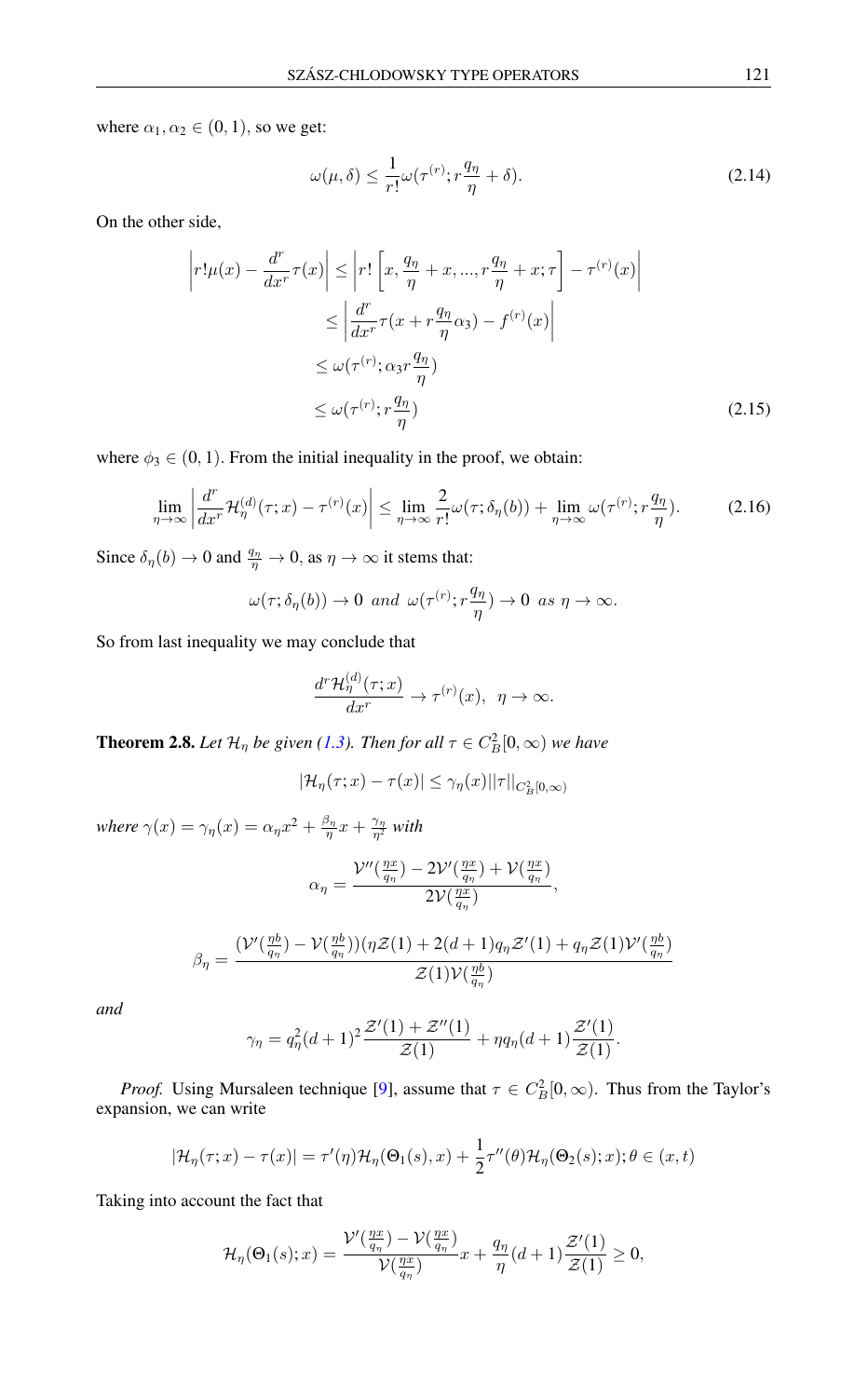where $\alpha_1, \alpha_2 \in (0,1)$, so we get:

$$\omega(\mu, \delta) \leq \frac{1}{r!}\omega(\tau^{(r)}; r\frac{q_\eta}{\eta} + \delta). \tag{2.14}$$

On the other side,

$$\begin{aligned}
\left| r!\mu(x) - \frac{d^r}{dx^r}\tau(x) \right| &\leq \left| r!\left[x, \frac{q_\eta}{\eta} + x, ..., r\frac{q_\eta}{\eta} + x; \tau\right] - \tau^{(r)}(x) \right| \\
&\leq \left| \frac{d^r}{dx^r}\tau(x + r\frac{q_\eta}{\eta}\alpha_3) - f^{(r)}(x) \right| \\
&\leq \omega(\tau^{(r)}; \alpha_3 r\frac{q_\eta}{\eta}) \\
&\leq \omega(\tau^{(r)}; r\frac{q_\eta}{\eta})
\end{aligned} \tag{2.15}$$

where $\phi_3 \in (0,1)$. From the initial inequality in the proof, we obtain:

$$\lim_{\eta\to\infty} \left| \frac{d^r}{dx^r}\mathcal{H}_\eta^{(d)}(\tau; x) - \tau^{(r)}(x) \right| \leq \lim_{\eta\to\infty} \frac{2}{r!}\omega(\tau; \delta_\eta(b)) + \lim_{\eta\to\infty} \omega(\tau^{(r)}; r\frac{q_\eta}{\eta}). \tag{2.16}$$

Since $\delta_\eta(b) \to 0$ and $\frac{q_\eta}{\eta} \to 0$, as $\eta \to \infty$ it stems that:

$$\omega(\tau; \delta_\eta(b)) \to 0 \;\; and \;\; \omega(\tau^{(r)}; r\frac{q_\eta}{\eta}) \to 0 \;\; as \; \eta \to \infty.$$

So from last inequality we may conclude that

$$\frac{d^r\mathcal{H}_\eta^{(d)}(\tau; x)}{dx^r} \to \tau^{(r)}(x), \;\; \eta \to \infty.$$

**Theorem 2.8.** *Let $\mathcal{H}_\eta$ be given (1.3). Then for all $\tau \in C_B^2[0,\infty)$ we have*

$$|\mathcal{H}_\eta(\tau; x) - \tau(x)| \leq \gamma_\eta(x)||\tau||_{C_B^2[0,\infty)}$$

*where $\gamma(x) = \gamma_\eta(x) = \alpha_\eta x^2 + \frac{\beta_\eta}{\eta}x + \frac{\gamma_\eta}{\eta^2}$ with*

$$\alpha_\eta = \frac{\mathcal{V}''(\frac{\eta x}{q_\eta}) - 2\mathcal{V}'(\frac{\eta x}{q_\eta}) + \mathcal{V}(\frac{\eta x}{q_\eta})}{2\mathcal{V}(\frac{\eta x}{q_\eta})},$$

$$\beta_\eta = \frac{(\mathcal{V}'(\frac{\eta b}{q_\eta}) - \mathcal{V}(\frac{\eta b}{q_\eta}))(\eta\mathcal{Z}(1) + 2(d+1)q_\eta\mathcal{Z}'(1) + q_\eta\mathcal{Z}(1)\mathcal{V}'(\frac{\eta b}{q_\eta})}{\mathcal{Z}(1)\mathcal{V}(\frac{\eta b}{q_\eta})}$$

*and*

$$\gamma_\eta = q_\eta^2(d+1)^2\frac{\mathcal{Z}'(1) + \mathcal{Z}''(1)}{\mathcal{Z}(1)} + \eta q_\eta(d+1)\frac{\mathcal{Z}'(1)}{\mathcal{Z}(1)}.$$

*Proof.* Using Mursaleen technique [9], assume that $\tau \in C_B^2[0,\infty)$. Thus from the Taylor's expansion, we can write

$$|\mathcal{H}_\eta(\tau; x) - \tau(x)| = \tau'(\eta)\mathcal{H}_\eta(\Theta_1(s), x) + \frac{1}{2}\tau''(\theta)\mathcal{H}_\eta(\Theta_2(s); x); \theta \in (x, t)$$

Taking into account the fact that

$$\mathcal{H}_\eta(\Theta_1(s); x) = \frac{\mathcal{V}'(\frac{\eta x}{q_\eta}) - \mathcal{V}(\frac{\eta x}{q_\eta})}{\mathcal{V}(\frac{\eta x}{q_\eta})}x + \frac{q_\eta}{\eta}(d+1)\frac{\mathcal{Z}'(1)}{\mathcal{Z}(1)} \geq 0,$$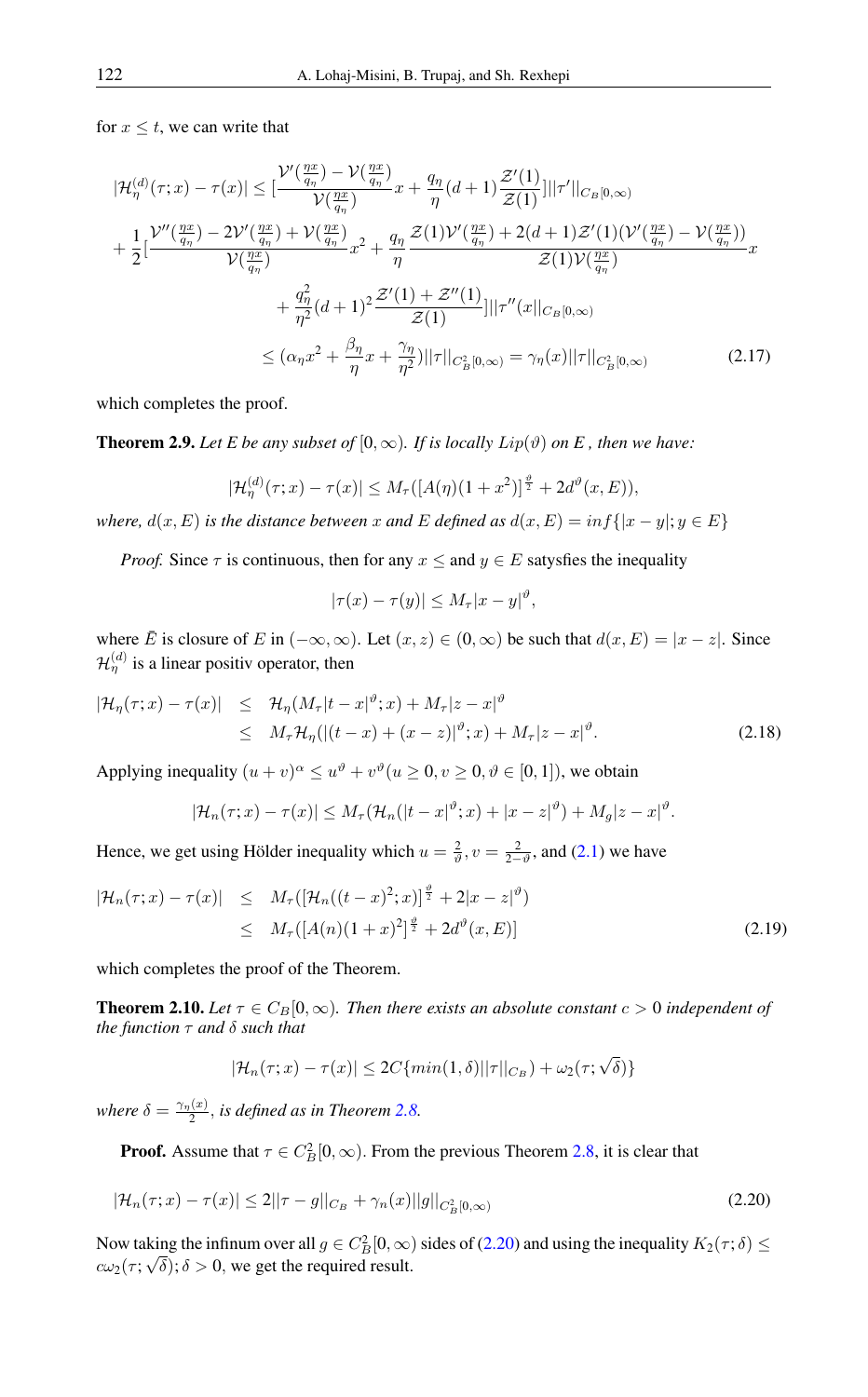for $x \leq t$, we can write that

$$
\begin{aligned}
|\mathcal{H}_\eta^{(d)}(\tau;x)-\tau(x)| &\leq [\frac{\mathcal{V}'(\frac{\eta x}{q_\eta})-\mathcal{V}(\frac{\eta x}{q_\eta})}{\mathcal{V}(\frac{\eta x}{q_\eta})}x+\frac{q_\eta}{\eta}(d+1)\frac{\mathcal{Z}'(1)}{\mathcal{Z}(1)}]||\tau'||_{C_B[0,\infty)} \\
&+\frac{1}{2}[\frac{\mathcal{V}''(\frac{\eta x}{q_\eta})-2\mathcal{V}'(\frac{\eta x}{q_\eta})+\mathcal{V}(\frac{\eta x}{q_\eta})}{\mathcal{V}(\frac{\eta x}{q_\eta})}x^2+\frac{q_\eta}{\eta}\frac{\mathcal{Z}(1)\mathcal{V}'(\frac{\eta x}{q_\eta})+2(d+1)\mathcal{Z}'(1)(\mathcal{V}'(\frac{\eta x}{q_\eta})-\mathcal{V}(\frac{\eta x}{q_\eta}))}{\mathcal{Z}(1)\mathcal{V}(\frac{\eta x}{q_\eta})}x \\
&+\frac{q_\eta^2}{\eta^2}(d+1)^2\frac{\mathcal{Z}'(1)+\mathcal{Z}''(1)}{\mathcal{Z}(1)}]||\tau''(x||_{C_B[0,\infty)} \\
&\leq (\alpha_\eta x^2+\frac{\beta_\eta}{\eta}x+\frac{\gamma_\eta}{\eta^2})||\tau||_{C_B^2[0,\infty)}=\gamma_\eta(x)||\tau||_{C_B^2[0,\infty)} \qquad (2.17)
\end{aligned}
$$

which completes the proof.

**Theorem 2.9.** *Let E be any subset of* $[0,\infty)$*. If is locally* $Lip(\vartheta)$ *on E , then we have:*

$$|\mathcal{H}_\eta^{(d)}(\tau;x)-\tau(x)| \leq M_\tau([A(\eta)(1+x^2)]^{\frac{\vartheta}{2}}+2d^\vartheta(x,E)),$$

*where,* $d(x,E)$ *is the distance between* $x$ *and* $E$ *defined as* $d(x,E)=inf\{|x-y|;y\in E\}$

*Proof.* Since $\tau$ is continuous, then for any $x \leq$ and $y \in E$ satysfies the inequality

$$|\tau(x)-\tau(y)| \leq M_\tau|x-y|^\vartheta,$$

where $\bar{E}$ is closure of $E$ in $(-\infty,\infty)$. Let $(x,z)\in(0,\infty)$ be such that $d(x,E)=|x-z|$. Since $\mathcal{H}_\eta^{(d)}$ is a linear positiv operator, then

$$
\begin{aligned}
|\mathcal{H}_\eta(\tau;x)-\tau(x)| &\leq \mathcal{H}_\eta(M_\tau|t-x|^\vartheta;x)+M_\tau|z-x|^\vartheta \\
&\leq M_\tau\mathcal{H}_\eta(|(t-x)+(x-z)|^\vartheta;x)+M_\tau|z-x|^\vartheta. \qquad (2.18)
\end{aligned}
$$

Applying inequality $(u+v)^\alpha \leq u^\vartheta+v^\vartheta(u\geq 0, v\geq 0, \vartheta\in[0,1])$, we obtain

$$|\mathcal{H}_n(\tau;x)-\tau(x)| \leq M_\tau(\mathcal{H}_n(|t-x|^\vartheta;x)+|x-z|^\vartheta)+M_g|z-x|^\vartheta.$$

Hence, we get using Hölder inequality which $u=\frac{2}{\vartheta}, v=\frac{2}{2-\vartheta}$, and (2.1) we have

$$
\begin{aligned}
|\mathcal{H}_n(\tau;x)-\tau(x)| &\leq M_\tau([\mathcal{H}_n((t-x)^2;x)]^{\frac{\vartheta}{2}}+2|x-z|^\vartheta) \\
&\leq M_\tau([A(n)(1+x)^2]^{\frac{\vartheta}{2}}+2d^\vartheta(x,E)] \qquad (2.19)
\end{aligned}
$$

which completes the proof of the Theorem.

**Theorem 2.10.** *Let* $\tau\in C_B[0,\infty)$*. Then there exists an absolute constant* $c>0$ *independent of the function* $\tau$ *and* $\delta$ *such that*

$$|\mathcal{H}_n(\tau;x)-\tau(x)| \leq 2C\{min(1,\delta)||\tau||_{C_B})+\omega_2(\tau;\sqrt{\delta})\}$$

*where* $\delta=\frac{\gamma_\eta(x)}{2}$*, is defined as in Theorem 2.8.*

**Proof.** Assume that $\tau\in C_B^2[0,\infty)$. From the previous Theorem 2.8, it is clear that

$$|\mathcal{H}_n(\tau;x)-\tau(x)| \leq 2||\tau-g||_{C_B}+\gamma_n(x)||g||_{C_B^2[0,\infty)} \qquad (2.20)$$

Now taking the infinum over all $g\in C_B^2[0,\infty)$ sides of (2.20) and using the inequality $K_2(\tau;\delta)\leq c\omega_2(\tau;\sqrt{\delta});\delta>0$, we get the required result.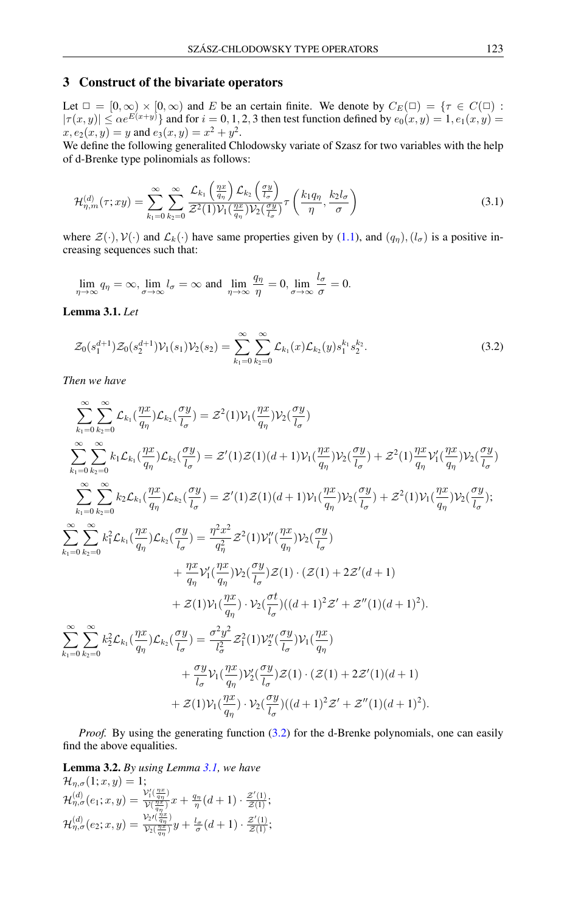## 3 Construct of the bivariate operators

Let $\square = [0, \infty) \times [0, \infty)$ and $E$ be an certain finite. We denote by $C_E(\square) = \{\tau \in C(\square) : |\tau(x, y)| \le \alpha e^{E(x+y)}\}$ and for $i = 0, 1, 2, 3$ then test function defined by $e_0(x, y) = 1, e_1(x, y) = x, e_2(x, y) = y$ and $e_3(x, y) = x^2 + y^2$.

We define the following generalited Chlodowsky variate of Szasz for two variables with the help of d-Brenke type polinomials as follows:

$$\mathcal{H}^{(d)}_{\eta,m}(\tau; xy) = \sum_{k_1=0}^{\infty} \sum_{k_2=0}^{\infty} \frac{\mathcal{L}_{k_1}\left(\frac{\eta x}{q_\eta}\right) \mathcal{L}_{k_2}\left(\frac{\sigma y}{l_\sigma}\right)}{\mathcal{Z}^2(1) \mathcal{V}_1(\frac{\eta x}{q_\eta}) \mathcal{V}_2(\frac{\sigma y}{l_\sigma})} \tau\left(\frac{k_1 q_\eta}{\eta}, \frac{k_2 l_\sigma}{\sigma}\right) \tag{3.1}$$

where $\mathcal{Z}(\cdot), \mathcal{V}(\cdot)$ and $\mathcal{L}_k(\cdot)$ have same properties given by (1.1), and $(q_\eta), (l_\sigma)$ is a positive increasing sequences such that:

$$\lim_{\eta \to \infty} q_\eta = \infty, \lim_{\sigma \to \infty} l_\sigma = \infty \text{ and } \lim_{\eta \to \infty} \frac{q_\eta}{\eta} = 0, \lim_{\sigma \to \infty} \frac{l_\sigma}{\sigma} = 0.$$

**Lemma 3.1.** *Let*

$$\mathcal{Z}_0(s_1^{d+1}) \mathcal{Z}_0(s_2^{d+1}) \mathcal{V}_1(s_1) \mathcal{V}_2(s_2) = \sum_{k_1=0}^{\infty} \sum_{k_2=0}^{\infty} \mathcal{L}_{k_1}(x) \mathcal{L}_{k_2}(y) s_1^{k_1} s_2^{k_2}. \tag{3.2}$$

*Then we have*

$$\sum_{k_1=0}^{\infty} \sum_{k_2=0}^{\infty} \mathcal{L}_{k_1}(\frac{\eta x}{q_\eta}) \mathcal{L}_{k_2}(\frac{\sigma y}{l_\sigma}) = \mathcal{Z}^2(1) \mathcal{V}_1(\frac{\eta x}{q_\eta}) \mathcal{V}_2(\frac{\sigma y}{l_\sigma})$$

$$\sum_{k_1=0}^{\infty} \sum_{k_2=0}^{\infty} k_1 \mathcal{L}_{k_1}(\frac{\eta x}{q_\eta}) \mathcal{L}_{k_2}(\frac{\sigma y}{l_\sigma}) = \mathcal{Z}'(1)\mathcal{Z}(1)(d+1) \mathcal{V}_1(\frac{\eta x}{q_\eta}) \mathcal{V}_2(\frac{\sigma y}{l_\sigma}) + \mathcal{Z}^2(1) \frac{\eta x}{q_\eta} \mathcal{V}_1'(\frac{\eta x}{q_\eta}) \mathcal{V}_2(\frac{\sigma y}{l_\sigma})$$

$$\sum_{k_1=0}^{\infty} \sum_{k_2=0}^{\infty} k_2 \mathcal{L}_{k_1}(\frac{\eta x}{q_\eta}) \mathcal{L}_{k_2}(\frac{\sigma y}{l_\sigma}) = \mathcal{Z}'(1)\mathcal{Z}(1)(d+1) \mathcal{V}_1(\frac{\eta x}{q_\eta}) \mathcal{V}_2(\frac{\sigma y}{l_\sigma}) + \mathcal{Z}^2(1) \mathcal{V}_1(\frac{\eta x}{q_\eta}) \mathcal{V}_2(\frac{\sigma y}{l_\sigma});$$

$$\begin{aligned}
\sum_{k_1=0}^{\infty} \sum_{k_2=0}^{\infty} k_1^2 \mathcal{L}_{k_1}(\frac{\eta x}{q_\eta}) \mathcal{L}_{k_2}(\frac{\sigma y}{l_\sigma}) &= \frac{\eta^2 x^2}{q_\eta^2} \mathcal{Z}^2(1) \mathcal{V}_1''(\frac{\eta x}{q_\eta}) \mathcal{V}_2(\frac{\sigma y}{l_\sigma}) \\
&\quad + \frac{\eta x}{q_\eta} \mathcal{V}_1'(\frac{\eta x}{q_\eta}) \mathcal{V}_2(\frac{\sigma y}{l_\sigma}) \mathcal{Z}(1) \cdot (\mathcal{Z}(1) + 2\mathcal{Z}'(d+1) \\
&\quad + \mathcal{Z}(1) \mathcal{V}_1(\frac{\eta x}{q_\eta}) \cdot \mathcal{V}_2(\frac{\sigma t}{l_\sigma})((d+1)^2 \mathcal{Z}' + \mathcal{Z}''(1)(d+1)^2).
\end{aligned}$$

$$\begin{aligned}
\sum_{k_1=0}^{\infty} \sum_{k_2=0}^{\infty} k_2^2 \mathcal{L}_{k_1}(\frac{\eta x}{q_\eta}) \mathcal{L}_{k_2}(\frac{\sigma y}{l_\sigma}) &= \frac{\sigma^2 y^2}{l_\sigma^2} \mathcal{Z}_1^2(1) \mathcal{V}_2''(\frac{\sigma y}{l_\sigma}) \mathcal{V}_1(\frac{\eta x}{q_\eta}) \\
&\quad + \frac{\sigma y}{l_\sigma} \mathcal{V}_1(\frac{\eta x}{q_\eta}) \mathcal{V}_2'(\frac{\sigma y}{l_\sigma}) \mathcal{Z}(1) \cdot (\mathcal{Z}(1) + 2\mathcal{Z}'(1)(d+1) \\
&\quad + \mathcal{Z}(1) \mathcal{V}_1(\frac{\eta x}{q_\eta}) \cdot \mathcal{V}_2(\frac{\sigma y}{l_\sigma})((d+1)^2 \mathcal{Z}' + \mathcal{Z}''(1)(d+1)^2).
\end{aligned}$$

*Proof.* By using the generating function (3.2) for the d-Brenke polynomials, one can easily find the above equalities.

**Lemma 3.2.** *By using Lemma 3.1, we have*

$\mathcal{H}_{\eta,\sigma}(1; x, y) = 1;$

$\mathcal{H}^{(d)}_{\eta,\sigma}(e_1; x, y) = \frac{\mathcal{V}_1'(\frac{\eta x}{q_\eta})}{\mathcal{V}(\frac{\eta x}{q_\eta})} x + \frac{q_\eta}{\eta}(d+1) \cdot \frac{\mathcal{Z}'(1)}{\mathcal{Z}(1)};$

$\mathcal{H}^{(d)}_{\eta,\sigma}(e_2; x, y) = \frac{\mathcal{V}_2'(\frac{\eta x}{q_\eta})}{\mathcal{V}_2(\frac{\eta x}{q_\eta})} y + \frac{l_\sigma}{\sigma}(d+1) \cdot \frac{\mathcal{Z}'(1)}{\mathcal{Z}(1)};$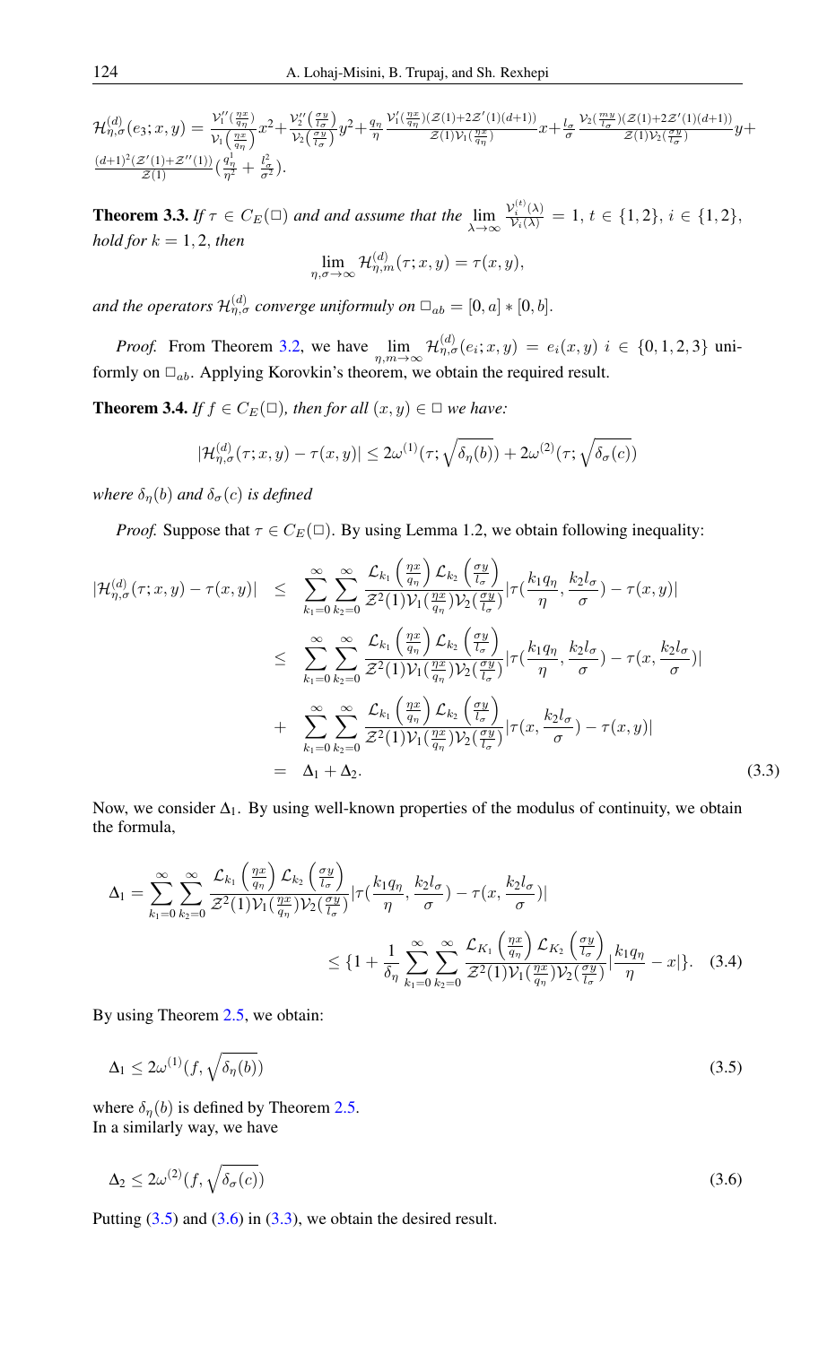$\mathcal{H}^{(d)}_{\eta,\sigma}(e_3;x,y)=\frac{\mathcal{V}_1''\left(\frac{\eta x}{q_\eta}\right)}{\mathcal{V}_1\left(\frac{\eta x}{q_\eta}\right)}x^2+\frac{\mathcal{V}_2''\left(\frac{\sigma y}{l_\sigma}\right)}{\mathcal{V}_2\left(\frac{\sigma y}{l_\sigma}\right)}y^2+\frac{q_\eta}{\eta}\frac{\mathcal{V}_1'(\frac{\eta x}{q_\eta})(\mathcal{Z}(1)+2\mathcal{Z}'(1)(d+1))}{\mathcal{Z}(1)\mathcal{V}_1(\frac{\eta x}{q_\eta})}x+\frac{l_\sigma}{\sigma}\frac{\mathcal{V}_2(\frac{my}{l_\sigma})(\mathcal{Z}(1)+2\mathcal{Z}'(1)(d+1))}{\mathcal{Z}(1)\mathcal{V}_2(\frac{\sigma y}{l_\sigma})}y+\frac{(d+1)^2(\mathcal{Z}'(1)+\mathcal{Z}''(1))}{\mathcal{Z}(1)}(\frac{q_\eta^1}{\eta^2}+\frac{l_\sigma^2}{\sigma^2}).$

**Theorem 3.3.** *If $\tau\in C_E(\square)$ and and assume that the $\lim\limits_{\lambda\to\infty}\frac{\mathcal{V}_i^{(t)}(\lambda)}{\mathcal{V}_i(\lambda)}=1$, $t\in\{1,2\}$, $i\in\{1,2\}$, hold for $k=1,2$, then*

$$\lim_{\eta,\sigma\to\infty}\mathcal{H}^{(d)}_{\eta,m}(\tau;x,y)=\tau(x,y),$$

*and the operators $\mathcal{H}^{(d)}_{\eta,\sigma}$ converge uniformuly on $\square_{ab}=[0,a]*[0,b]$.*

*Proof.* From Theorem 3.2, we have $\lim\limits_{\eta,m\to\infty}\mathcal{H}^{(d)}_{\eta,\sigma}(e_i;x,y)=e_i(x,y)$ $i\in\{0,1,2,3\}$ uniformly on $\square_{ab}$. Applying Korovkin's theorem, we obtain the required result.

**Theorem 3.4.** *If $f\in C_E(\square)$, then for all $(x,y)\in\square$ we have:*

$$|\mathcal{H}^{(d)}_{\eta,\sigma}(\tau;x,y)-\tau(x,y)|\leq 2\omega^{(1)}(\tau;\sqrt{\delta_\eta(b)})+2\omega^{(2)}(\tau;\sqrt{\delta_\sigma(c)})$$

*where $\delta_\eta(b)$ and $\delta_\sigma(c)$ is defined*

*Proof.* Suppose that $\tau\in C_E(\square)$. By using Lemma 1.2, we obtain following inequality:

$$\begin{aligned}
|\mathcal{H}^{(d)}_{\eta,\sigma}(\tau;x,y)-\tau(x,y)| &\leq \sum_{k_1=0}^{\infty}\sum_{k_2=0}^{\infty}\frac{\mathcal{L}_{k_1}\left(\frac{\eta x}{q_\eta}\right)\mathcal{L}_{k_2}\left(\frac{\sigma y}{l_\sigma}\right)}{\mathcal{Z}^2(1)\mathcal{V}_1(\frac{\eta x}{q_\eta})\mathcal{V}_2(\frac{\sigma y}{l_\sigma})}|\tau(\frac{k_1q_\eta}{\eta},\frac{k_2l_\sigma}{\sigma})-\tau(x,y)|\\
&\leq \sum_{k_1=0}^{\infty}\sum_{k_2=0}^{\infty}\frac{\mathcal{L}_{k_1}\left(\frac{\eta x}{q_\eta}\right)\mathcal{L}_{k_2}\left(\frac{\sigma y}{l_\sigma}\right)}{\mathcal{Z}^2(1)\mathcal{V}_1(\frac{\eta x}{q_\eta})\mathcal{V}_2(\frac{\sigma y}{l_\sigma})}|\tau(\frac{k_1q_\eta}{\eta},\frac{k_2l_\sigma}{\sigma})-\tau(x,\frac{k_2l_\sigma}{\sigma})|\\
&+\sum_{k_1=0}^{\infty}\sum_{k_2=0}^{\infty}\frac{\mathcal{L}_{k_1}\left(\frac{\eta x}{q_\eta}\right)\mathcal{L}_{k_2}\left(\frac{\sigma y}{l_\sigma}\right)}{\mathcal{Z}^2(1)\mathcal{V}_1(\frac{\eta x}{q_\eta})\mathcal{V}_2(\frac{\sigma y}{l_\sigma})}|\tau(x,\frac{k_2l_\sigma}{\sigma})-\tau(x,y)|\\
&= \Delta_1+\Delta_2.
\end{aligned}\tag{3.3}$$

Now, we consider $\Delta_1$. By using well-known properties of the modulus of continuity, we obtain the formula,

$$\begin{aligned}
\Delta_1 &= \sum_{k_1=0}^{\infty}\sum_{k_2=0}^{\infty}\frac{\mathcal{L}_{k_1}\left(\frac{\eta x}{q_\eta}\right)\mathcal{L}_{k_2}\left(\frac{\sigma y}{l_\sigma}\right)}{\mathcal{Z}^2(1)\mathcal{V}_1(\frac{\eta x}{q_\eta})\mathcal{V}_2(\frac{\sigma y}{l_\sigma})}|\tau(\frac{k_1q_\eta}{\eta},\frac{k_2l_\sigma}{\sigma})-\tau(x,\frac{k_2l_\sigma}{\sigma})|\\
&\leq \{1+\frac{1}{\delta_\eta}\sum_{k_1=0}^{\infty}\sum_{k_2=0}^{\infty}\frac{\mathcal{L}_{K_1}\left(\frac{\eta x}{q_\eta}\right)\mathcal{L}_{K_2}\left(\frac{\sigma y}{l_\sigma}\right)}{\mathcal{Z}^2(1)\mathcal{V}_1(\frac{\eta x}{q_\eta})\mathcal{V}_2(\frac{\sigma y}{l_\sigma})}|\frac{k_1q_\eta}{\eta}-x|\}.
\end{aligned}\tag{3.4}$$

By using Theorem 2.5, we obtain:

$$\Delta_1\leq 2\omega^{(1)}(f,\sqrt{\delta_\eta(b)})\tag{3.5}$$

where $\delta_\eta(b)$ is defined by Theorem 2.5.
In a similarly way, we have

$$\Delta_2\leq 2\omega^{(2)}(f,\sqrt{\delta_\sigma(c)})\tag{3.6}$$

Putting (3.5) and (3.6) in (3.3), we obtain the desired result.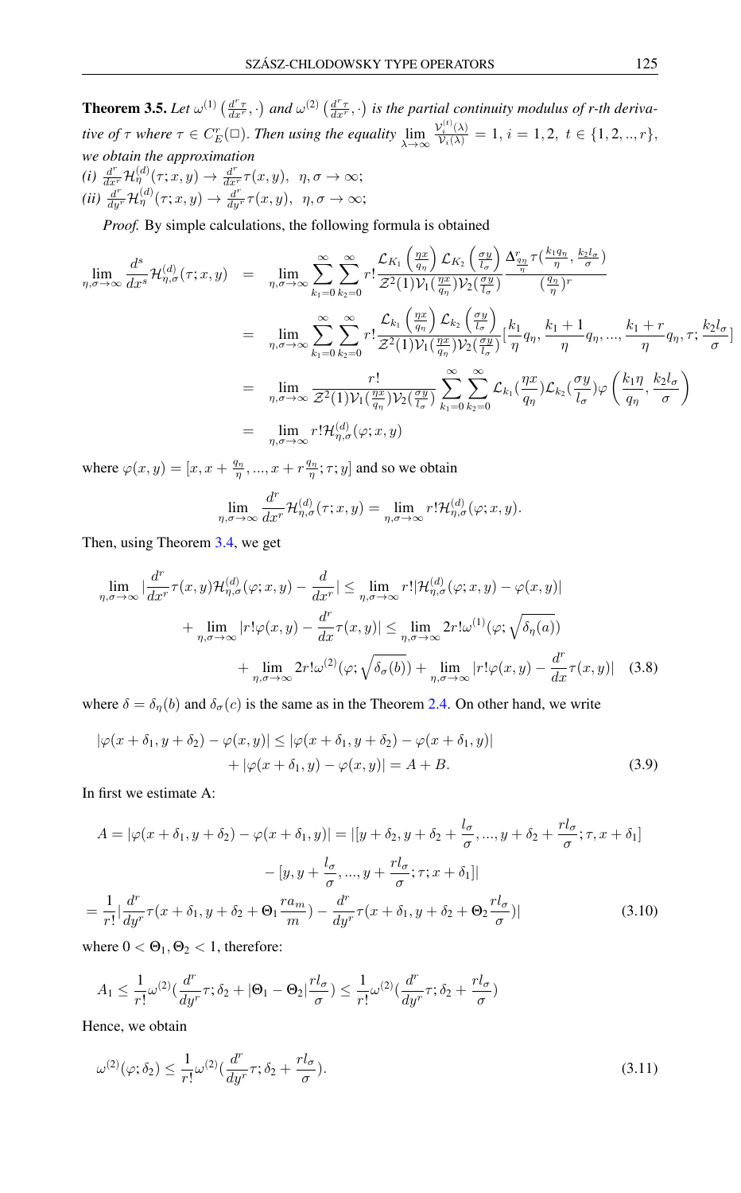**Theorem 3.5.** *Let $\omega^{(1)}\left(\frac{d^r\tau}{dx^r},\cdot\right)$ and $\omega^{(2)}\left(\frac{d^r\tau}{dx^r},\cdot\right)$ is the partial continuity modulus of r-th derivative of $\tau$ where $\tau \in C_E^r(\square)$. Then using the equality $\lim\limits_{\lambda\to\infty}\frac{\mathcal{V}_i^{(t)}(\lambda)}{\mathcal{V}_i(\lambda)} = 1,\ i=1,2,\ t\in\{1,2,..,r\}$, we obtain the approximation*

*(i)* $\frac{d^r}{dx^r}\mathcal{H}_\eta^{(d)}(\tau;x,y) \to \frac{d^r}{dx^r}\tau(x,y),\ \ \eta,\sigma\to\infty;$

*(ii)* $\frac{d^r}{dy^r}\mathcal{H}_\eta^{(d)}(\tau;x,y) \to \frac{d^r}{dy^r}\tau(x,y),\ \ \eta,\sigma\to\infty;$

*Proof.* By simple calculations, the following formula is obtained

$$
\begin{aligned}
\lim_{\eta,\sigma\to\infty}\frac{d^s}{dx^s}\mathcal{H}_{\eta,\sigma}^{(d)}(\tau;x,y) &= \lim_{\eta,\sigma\to\infty}\sum_{k_1=0}^{\infty}\sum_{k_2=0}^{\infty} r!\frac{\mathcal{L}_{K_1}\left(\frac{\eta x}{q_\eta}\right)\mathcal{L}_{K_2}\left(\frac{\sigma y}{l_\sigma}\right)}{\mathcal{Z}^2(1)\mathcal{V}_1(\frac{\eta x}{q_\eta})\mathcal{V}_2(\frac{\sigma y}{l_\sigma})}\frac{\Delta^r_{\frac{q_\eta}{\eta}}\tau(\frac{k_1 q_\eta}{\eta},\frac{k_2 l_\sigma}{\sigma})}{(\frac{q_\eta}{\eta})^r}\\
&= \lim_{\eta,\sigma\to\infty}\sum_{k_1=0}^{\infty}\sum_{k_2=0}^{\infty} r!\frac{\mathcal{L}_{k_1}\left(\frac{\eta x}{q_\eta}\right)\mathcal{L}_{k_2}\left(\frac{\sigma y}{l_\sigma}\right)}{\mathcal{Z}^2(1)\mathcal{V}_1(\frac{\eta x}{q_\eta})\mathcal{V}_2(\frac{\sigma y}{l_\sigma})}[\frac{k_1}{\eta}q_\eta,\frac{k_1+1}{\eta}q_\eta,...,\frac{k_1+r}{\eta}q_\eta,\tau;\frac{k_2 l_\sigma}{\sigma}]\\
&= \lim_{\eta,\sigma\to\infty}\frac{r!}{\mathcal{Z}^2(1)\mathcal{V}_1(\frac{\eta x}{q_\eta})\mathcal{V}_2(\frac{\sigma y}{l_\sigma})}\sum_{k_1=0}^{\infty}\sum_{k_2=0}^{\infty}\mathcal{L}_{k_1}(\frac{\eta x}{q_\eta})\mathcal{L}_{k_2}(\frac{\sigma y}{l_\sigma})\varphi\left(\frac{k_1\eta}{q_\eta},\frac{k_2 l_\sigma}{\sigma}\right)\\
&= \lim_{\eta,\sigma\to\infty} r!\mathcal{H}_{\eta,\sigma}^{(d)}(\varphi;x,y)
\end{aligned}
$$

where $\varphi(x,y) = [x, x+\frac{q_\eta}{\eta},...,x+r\frac{q_\eta}{\eta};\tau;y]$ and so we obtain

$$\lim_{\eta,\sigma\to\infty}\frac{d^r}{dx^r}\mathcal{H}_{\eta,\sigma}^{(d)}(\tau;x,y) = \lim_{\eta,\sigma\to\infty} r!\mathcal{H}_{\eta,\sigma}^{(d)}(\varphi;x,y).$$

Then, using Theorem 3.4, we get

$$
\begin{aligned}
\lim_{\eta,\sigma\to\infty}|\frac{d^r}{dx^r}\tau(x,y)\mathcal{H}_{\eta,\sigma}^{(d)}(\varphi;x,y)-\frac{d}{dx^r}| &\le \lim_{\eta,\sigma\to\infty} r!|\mathcal{H}_{\eta,\sigma}^{(d)}(\varphi;x,y)-\varphi(x,y)|\\
+\lim_{\eta,\sigma\to\infty}|r!\varphi(x,y)-\frac{d^r}{dx}\tau(x,y)| &\le \lim_{\eta,\sigma\to\infty}2r!\omega^{(1)}(\varphi;\sqrt{\delta_\eta(a)})\\
&+\lim_{\eta,\sigma\to\infty}2r!\omega^{(2)}(\varphi;\sqrt{\delta_\sigma(b)})+\lim_{\eta,\sigma\to\infty}|r!\varphi(x,y)-\frac{d^r}{dx}\tau(x,y)| \quad (3.8)
\end{aligned}
$$

where $\delta = \delta_\eta(b)$ and $\delta_\sigma(c)$ is the same as in the Theorem 2.4. On other hand, we write

$$
\begin{aligned}
|\varphi(x+\delta_1,y+\delta_2)-\varphi(x,y)| &\le |\varphi(x+\delta_1,y+\delta_2)-\varphi(x+\delta_1,y)|\\
&+|\varphi(x+\delta_1,y)-\varphi(x,y)| = A+B. \quad (3.9)
\end{aligned}
$$

In first we estimate A:

$$
\begin{aligned}
A = |\varphi(x+\delta_1,y+\delta_2)-\varphi(x+\delta_1,y)| &= |[y+\delta_2, y+\delta_2+\frac{l_\sigma}{\sigma},...,y+\delta_2+\frac{rl_\sigma}{\sigma};\tau,x+\delta_1]\\
&-[y,y+\frac{l_\sigma}{\sigma},...,y+\frac{rl_\sigma}{\sigma};\tau;x+\delta_1]|\\
=\frac{1}{r!}|\frac{d^r}{dy^r}\tau(x+\delta_1,y+\delta_2+\Theta_1\frac{ra_m}{m})-\frac{d^r}{dy^r}\tau(x+\delta_1,y+\delta_2+\Theta_2\frac{rl_\sigma}{\sigma})| \quad (3.10)
\end{aligned}
$$

where $0<\Theta_1,\Theta_2<1$, therefore:

$$A_1 \le \frac{1}{r!}\omega^{(2)}(\frac{d^r}{dy^r}\tau;\delta_2+|\Theta_1-\Theta_2|\frac{rl_\sigma}{\sigma}) \le \frac{1}{r!}\omega^{(2)}(\frac{d^r}{dy^r}\tau;\delta_2+\frac{rl_\sigma}{\sigma})$$

Hence, we obtain

$$\omega^{(2)}(\varphi;\delta_2) \le \frac{1}{r!}\omega^{(2)}(\frac{d^r}{dy^r}\tau;\delta_2+\frac{rl_\sigma}{\sigma}). \quad (3.11)$$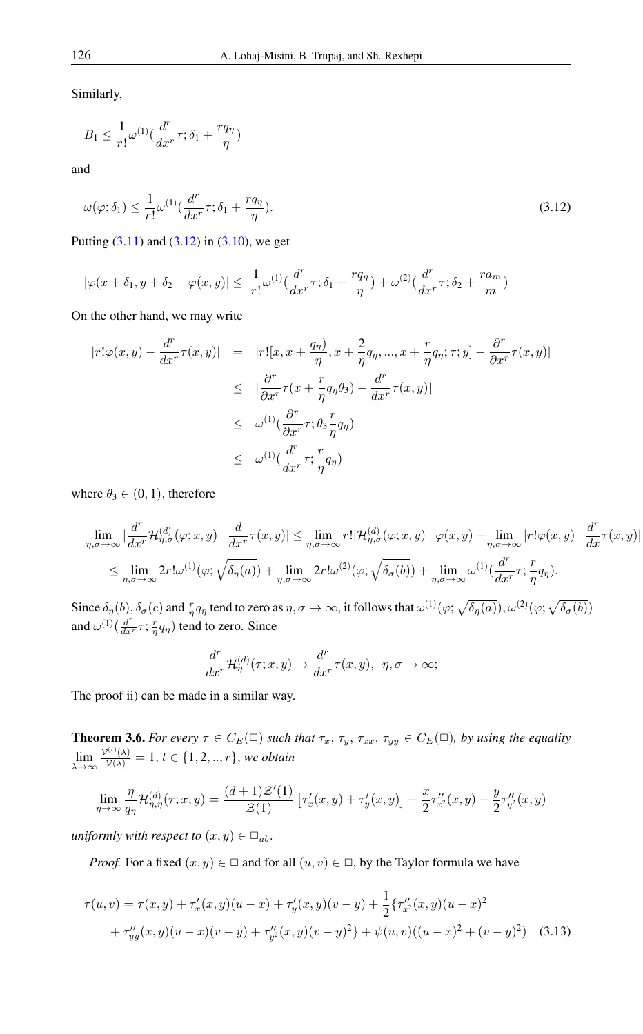Similarly,

$$B_1 \leq \frac{1}{r!}\omega^{(1)}(\frac{d^r}{dx^r}\tau; \delta_1 + \frac{rq_\eta}{\eta})$$

and

$$\omega(\varphi; \delta_1) \leq \frac{1}{r!}\omega^{(1)}(\frac{d^r}{dx^r}\tau; \delta_1 + \frac{rq_\eta}{\eta}). \tag{3.12}$$

Putting (3.11) and (3.12) in (3.10), we get

$$|\varphi(x+\delta_1, y+\delta_2 - \varphi(x,y)| \leq \frac{1}{r!}\omega^{(1)}(\frac{d^r}{dx^r}\tau; \delta_1 + \frac{rq_\eta}{\eta}) + \omega^{(2)}(\frac{d^r}{dx^r}\tau; \delta_2 + \frac{ra_m}{m})$$

On the other hand, we may write

$$\begin{aligned}
|r!\varphi(x,y) - \frac{d^r}{dx^r}\tau(x,y)| &= |r![x, x+\frac{q_\eta)}{\eta}, x+\frac{2}{\eta}q_\eta, ..., x+\frac{r}{\eta}q_\eta; \tau; y] - \frac{\partial^r}{\partial x^r}\tau(x,y)| \\
&\leq |\frac{\partial^r}{\partial x^r}\tau(x+\frac{r}{\eta}q_\eta\theta_3) - \frac{d^r}{dx^r}\tau(x,y)| \\
&\leq \omega^{(1)}(\frac{\partial^r}{\partial x^r}\tau; \theta_3\frac{r}{\eta}q_\eta) \\
&\leq \omega^{(1)}(\frac{d^r}{dx^r}\tau; \frac{r}{\eta}q_\eta)
\end{aligned}$$

where $\theta_3 \in (0,1)$, therefore

$$\begin{aligned}
&\lim_{\eta,\sigma\to\infty} |\frac{d^r}{dx^r}\mathcal{H}^{(d)}_{\eta,\sigma}(\varphi; x,y) - \frac{d}{dx^r}\tau(x,y)| \leq \lim_{\eta,\sigma\to\infty} r!|\mathcal{H}^{(d)}_{\eta,\sigma}(\varphi; x,y) - \varphi(x,y)| + \lim_{\eta,\sigma\to\infty} |r!\varphi(x,y) - \frac{d^r}{dx}\tau(x,y)| \\
&\leq \lim_{\eta,\sigma\to\infty} 2r!\omega^{(1)}(\varphi; \sqrt{\delta_\eta(a)}) + \lim_{\eta,\sigma\to\infty} 2r!\omega^{(2)}(\varphi; \sqrt{\delta_\sigma(b)}) + \lim_{\eta,\sigma\to\infty} \omega^{(1)}(\frac{d^r}{dx^r}\tau; \frac{r}{\eta}q_\eta).
\end{aligned}$$

Since $\delta_\eta(b), \delta_\sigma(c)$ and $\frac{r}{\eta}q_\eta$ tend to zero as $\eta, \sigma \to \infty$, it follows that $\omega^{(1)}(\varphi; \sqrt{\delta_\eta(a)}), \omega^{(2)}(\varphi; \sqrt{\delta_\sigma(b)})$ and $\omega^{(1)}(\frac{d^r}{dx^r}\tau; \frac{r}{\eta}q_\eta)$ tend to zero. Since

$$\frac{d^r}{dx^r}\mathcal{H}^{(d)}_\eta(\tau; x,y) \to \frac{d^r}{dx^r}\tau(x,y), \ \ \eta, \sigma \to \infty;$$

The proof ii) can be made in a similar way.

**Theorem 3.6.** *For every $\tau \in C_E(\square)$ such that $\tau_x, \tau_y, \tau_{xx}, \tau_{yy} \in C_E(\square)$, by using the equality $\lim\limits_{\lambda\to\infty} \frac{\mathcal{V}^{(t)}(\lambda)}{\mathcal{V}(\lambda)} = 1$, $t \in \{1, 2, .., r\}$, we obtain*

$$\lim_{\eta\to\infty} \frac{\eta}{q_\eta}\mathcal{H}^{(d)}_{\eta,\eta}(\tau; x,y) = \frac{(d+1)\mathcal{Z}'(1)}{\mathcal{Z}(1)}\left[\tau'_x(x,y) + \tau'_y(x,y)\right] + \frac{x}{2}\tau''_{x^2}(x,y) + \frac{y}{2}\tau''_{y^2}(x,y)$$

*uniformly with respect to $(x,y) \in \square_{ab}$.*

*Proof.* For a fixed $(x,y) \in \square$ and for all $(u,v) \in \square$, by the Taylor formula we have

$$\begin{aligned}
\tau(u,v) = \tau(x,y) &+ \tau'_x(x,y)(u-x) + \tau'_y(x,y)(v-y) + \frac{1}{2}\{\tau''_{x^2}(x,y)(u-x)^2 \\
&+ \tau''_{yy}(x,y)(u-x)(v-y) + \tau''_{y^2}(x,y)(v-y)^2\} + \psi(u,v)((u-x)^2 + (v-y)^2) \quad (3.13)
\end{aligned}$$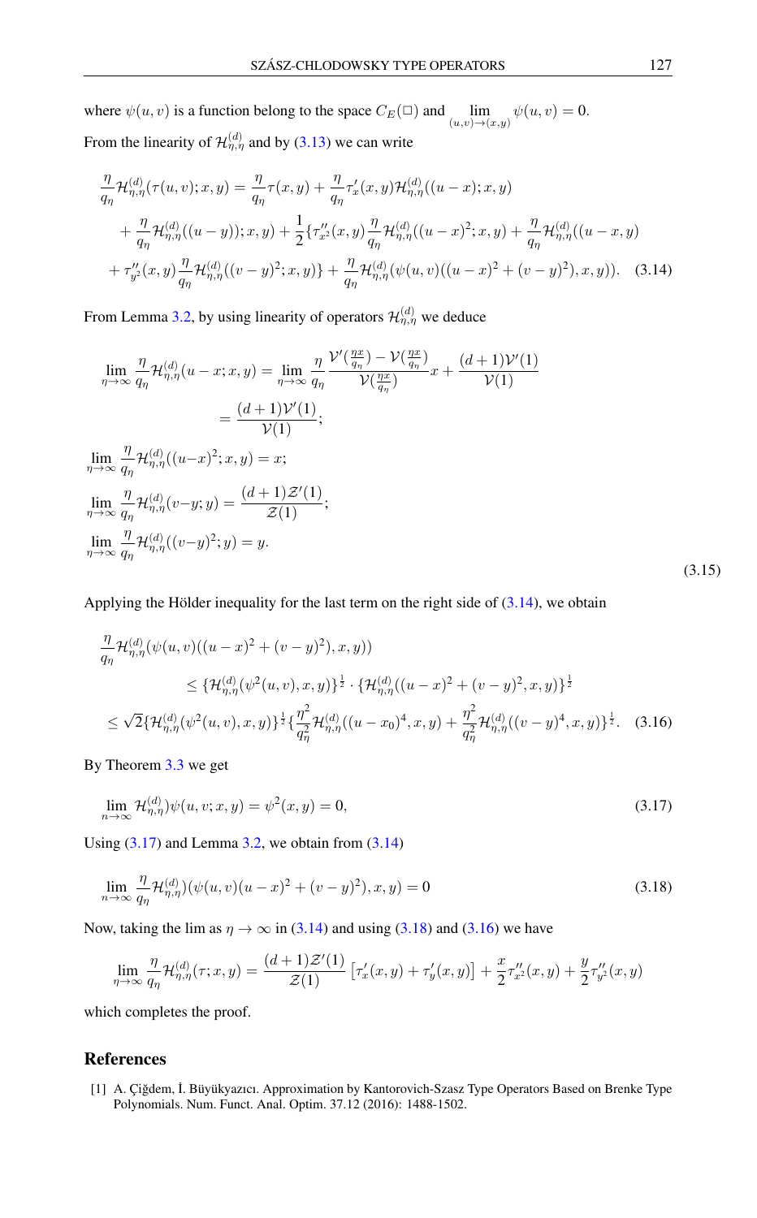where $\psi(u,v)$ is a function belong to the space $C_E(\square)$ and $\lim\limits_{(u,v)\to(x,y)} \psi(u,v) = 0$.

From the linearity of $\mathcal{H}^{(d)}_{\eta,\eta}$ and by (3.13) we can write

$$
\begin{aligned}
&\frac{\eta}{q_\eta}\mathcal{H}^{(d)}_{\eta,\eta}(\tau(u,v);x,y) = \frac{\eta}{q_\eta}\tau(x,y) + \frac{\eta}{q_\eta}\tau'_x(x,y)\mathcal{H}^{(d)}_{\eta,\eta}((u-x);x,y) \\
&\quad + \frac{\eta}{q_\eta}\mathcal{H}^{(d)}_{\eta,\eta}((u-y));x,y) + \frac{1}{2}\{\tau''_{x^2}(x,y)\frac{\eta}{q_\eta}\mathcal{H}^{(d)}_{\eta,\eta}((u-x)^2;x,y) + \frac{\eta}{q_\eta}\mathcal{H}^{(d)}_{\eta,\eta}((u-x,y) \\
&\quad + \tau''_{y^2}(x,y)\frac{\eta}{q_\eta}\mathcal{H}^{(d)}_{\eta,\eta}((v-y)^2;x,y)\} + \frac{\eta}{q_\eta}\mathcal{H}^{(d)}_{\eta,\eta}(\psi(u,v)((u-x)^2+(v-y)^2),x,y)). \quad (3.14)
\end{aligned}
$$

From Lemma 3.2, by using linearity of operators $\mathcal{H}^{(d)}_{\eta,\eta}$ we deduce

$$
\begin{aligned}
\lim_{\eta\to\infty}\frac{\eta}{q_\eta}\mathcal{H}^{(d)}_{\eta,\eta}(u-x;x,y) &= \lim_{\eta\to\infty}\frac{\eta}{q_\eta}\frac{\mathcal{V}'(\frac{\eta x}{q_\eta}) - \mathcal{V}(\frac{\eta x}{q_\eta})}{\mathcal{V}(\frac{\eta x}{q_\eta})}x + \frac{(d+1)\mathcal{V}'(1)}{\mathcal{V}(1)} \\
&= \frac{(d+1)\mathcal{V}'(1)}{\mathcal{V}(1)}; \\
\lim_{\eta\to\infty}\frac{\eta}{q_\eta}\mathcal{H}^{(d)}_{\eta,\eta}((u-x)^2;x,y) &= x; \\
\lim_{\eta\to\infty}\frac{\eta}{q_\eta}\mathcal{H}^{(d)}_{\eta,\eta}(v-y;y) &= \frac{(d+1)\mathcal{Z}'(1)}{\mathcal{Z}(1)}; \\
\lim_{\eta\to\infty}\frac{\eta}{q_\eta}\mathcal{H}^{(d)}_{\eta,\eta}((v-y)^2;y) &= y.
\end{aligned}
\quad (3.15)
$$

Applying the Hölder inequality for the last term on the right side of (3.14), we obtain

$$
\begin{aligned}
&\frac{\eta}{q_\eta}\mathcal{H}^{(d)}_{\eta,\eta}(\psi(u,v)((u-x)^2+(v-y)^2),x,y)) \\
&\qquad \le \{\mathcal{H}^{(d)}_{\eta,\eta}(\psi^2(u,v),x,y)\}^{\frac{1}{2}}\cdot\{\mathcal{H}^{(d)}_{\eta,\eta}((u-x)^2+(v-y)^2,x,y)\}^{\frac{1}{2}} \\
&\le \sqrt{2}\{\mathcal{H}^{(d)}_{\eta,\eta}(\psi^2(u,v),x,y)\}^{\frac{1}{2}}\{\frac{\eta^2}{q_\eta^2}\mathcal{H}^{(d)}_{\eta,\eta}((u-x_0)^4,x,y) + \frac{\eta^2}{q_\eta^2}\mathcal{H}^{(d)}_{\eta,\eta}((v-y)^4,x,y)\}^{\frac{1}{2}}. \quad (3.16)
\end{aligned}
$$

By Theorem 3.3 we get

$$
\lim_{n\to\infty}\mathcal{H}^{(d)}_{\eta,\eta})\psi(u,v;x,y) = \psi^2(x,y) = 0, \quad (3.17)
$$

Using (3.17) and Lemma 3.2, we obtain from (3.14)

$$
\lim_{n\to\infty}\frac{\eta}{q_\eta}\mathcal{H}^{(d)}_{\eta,\eta})(\psi(u,v)(u-x)^2+(v-y)^2),x,y) = 0 \quad (3.18)
$$

Now, taking the lim as $\eta\to\infty$ in (3.14) and using (3.18) and (3.16) we have

$$
\lim_{\eta\to\infty}\frac{\eta}{q_\eta}\mathcal{H}^{(d)}_{\eta,\eta}(\tau;x,y) = \frac{(d+1)\mathcal{Z}'(1)}{\mathcal{Z}(1)}\left[\tau'_x(x,y)+\tau'_y(x,y)\right] + \frac{x}{2}\tau''_{x^2}(x,y) + \frac{y}{2}\tau''_{y^2}(x,y)
$$

which completes the proof.

## References

[1] A. Çiğdem, İ. Büyükyazıcı. Approximation by Kantorovich-Szasz Type Operators Based on Brenke Type Polynomials. Num. Funct. Anal. Optim. 37.12 (2016): 1488-1502.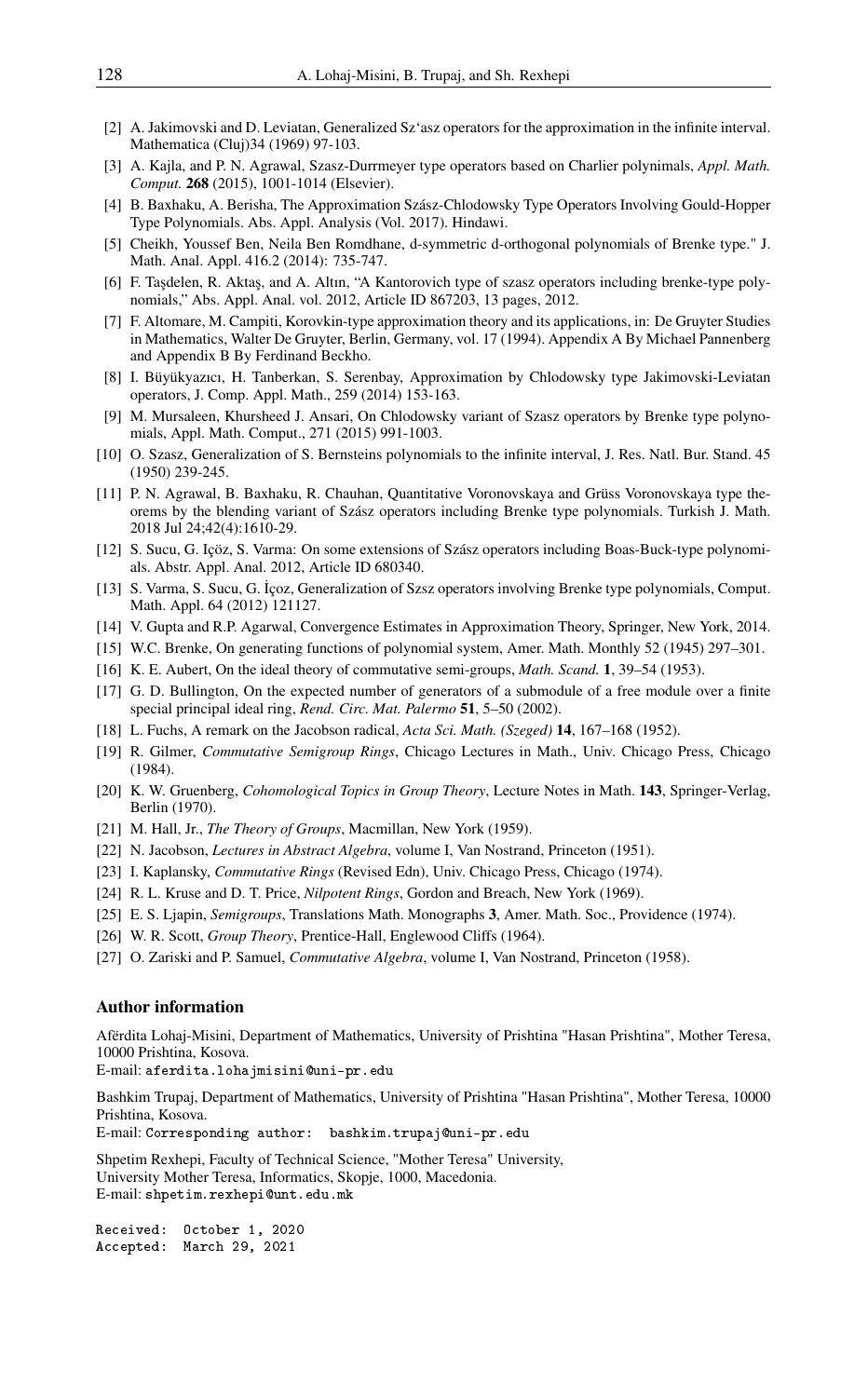[2] A. Jakimovski and D. Leviatan, Generalized Sz'asz operators for the approximation in the infinite interval. Mathematica (Cluj)34 (1969) 97-103.

[3] A. Kajla, and P. N. Agrawal, Szasz-Durrmeyer type operators based on Charlier polynimals, *Appl. Math. Comput.* **268** (2015), 1001-1014 (Elsevier).

[4] B. Baxhaku, A. Berisha, The Approximation Szász-Chlodowsky Type Operators Involving Gould-Hopper Type Polynomials. Abs. Appl. Analysis (Vol. 2017). Hindawi.

[5] Cheikh, Youssef Ben, Neila Ben Romdhane, d-symmetric d-orthogonal polynomials of Brenke type." J. Math. Anal. Appl. 416.2 (2014): 735-747.

[6] F. Taşdelen, R. Aktaş, and A. Altın, "A Kantorovich type of szasz operators including brenke-type polynomials," Abs. Appl. Anal. vol. 2012, Article ID 867203, 13 pages, 2012.

[7] F. Altomare, M. Campiti, Korovkin-type approximation theory and its applications, in: De Gruyter Studies in Mathematics, Walter De Gruyter, Berlin, Germany, vol. 17 (1994). Appendix A By Michael Pannenberg and Appendix B By Ferdinand Beckho.

[8] I. Büyükyazıcı, H. Tanberkan, S. Serenbay, Approximation by Chlodowsky type Jakimovski-Leviatan operators, J. Comp. Appl. Math., 259 (2014) 153-163.

[9] M. Mursaleen, Khursheed J. Ansari, On Chlodowsky variant of Szasz operators by Brenke type polynomials, Appl. Math. Comput., 271 (2015) 991-1003.

[10] O. Szasz, Generalization of S. Bernsteins polynomials to the infinite interval, J. Res. Natl. Bur. Stand. 45 (1950) 239-245.

[11] P. N. Agrawal, B. Baxhaku, R. Chauhan, Quantitative Voronovskaya and Grüss Voronovskaya type theorems by the blending variant of Szász operators including Brenke type polynomials. Turkish J. Math. 2018 Jul 24;42(4):1610-29.

[12] S. Sucu, G. Içöz, S. Varma: On some extensions of Szász operators including Boas-Buck-type polynomials. Abstr. Appl. Anal. 2012, Article ID 680340.

[13] S. Varma, S. Sucu, G. İçoz, Generalization of Szsz operators involving Brenke type polynomials, Comput. Math. Appl. 64 (2012) 121127.

[14] V. Gupta and R.P. Agarwal, Convergence Estimates in Approximation Theory, Springer, New York, 2014.

[15] W.C. Brenke, On generating functions of polynomial system, Amer. Math. Monthly 52 (1945) 297–301.

[16] K. E. Aubert, On the ideal theory of commutative semi-groups, *Math. Scand.* **1**, 39–54 (1953).

[17] G. D. Bullington, On the expected number of generators of a submodule of a free module over a finite special principal ideal ring, *Rend. Circ. Mat. Palermo* **51**, 5–50 (2002).

[18] L. Fuchs, A remark on the Jacobson radical, *Acta Sci. Math. (Szeged)* **14**, 167–168 (1952).

[19] R. Gilmer, *Commutative Semigroup Rings*, Chicago Lectures in Math., Univ. Chicago Press, Chicago (1984).

[20] K. W. Gruenberg, *Cohomological Topics in Group Theory*, Lecture Notes in Math. **143**, Springer-Verlag, Berlin (1970).

[21] M. Hall, Jr., *The Theory of Groups*, Macmillan, New York (1959).

[22] N. Jacobson, *Lectures in Abstract Algebra*, volume I, Van Nostrand, Princeton (1951).

[23] I. Kaplansky, *Commutative Rings* (Revised Edn), Univ. Chicago Press, Chicago (1974).

[24] R. L. Kruse and D. T. Price, *Nilpotent Rings*, Gordon and Breach, New York (1969).

[25] E. S. Ljapin, *Semigroups*, Translations Math. Monographs **3**, Amer. Math. Soc., Providence (1974).

[26] W. R. Scott, *Group Theory*, Prentice-Hall, Englewood Cliffs (1964).

[27] O. Zariski and P. Samuel, *Commutative Algebra*, volume I, Van Nostrand, Princeton (1958).

### Author information

Afërdita Lohaj-Misini, Department of Mathematics, University of Prishtina "Hasan Prishtina", Mother Teresa, 10000 Prishtina, Kosova.
E-mail: aferdita.lohajmisini@uni-pr.edu

Bashkim Trupaj, Department of Mathematics, University of Prishtina "Hasan Prishtina", Mother Teresa, 10000 Prishtina, Kosova.
E-mail: Corresponding author: bashkim.trupaj@uni-pr.edu

Shpetim Rexhepi, Faculty of Technical Science, "Mother Teresa" University, University Mother Teresa, Informatics, Skopje, 1000, Macedonia.
E-mail: shpetim.rexhepi@unt.edu.mk

Received: October 1, 2020
Accepted: March 29, 2021